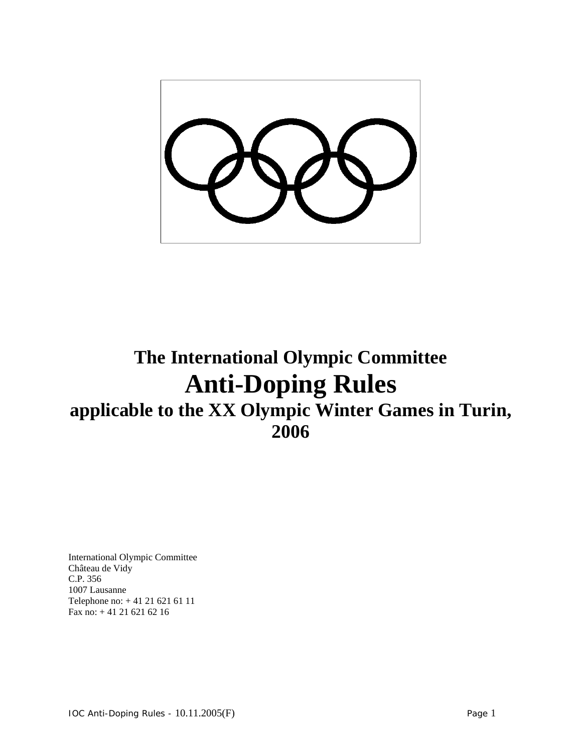# The International Olympic Committee
# Anti-Doping Rules
## applicable to the XX Olympic Winter Games in Turin, 2006

International Olympic Committee
Château de Vidy
C.P. 356
1007 Lausanne
Telephone no: + 41 21 621 61 11
Fax no: + 41 21 621 62 16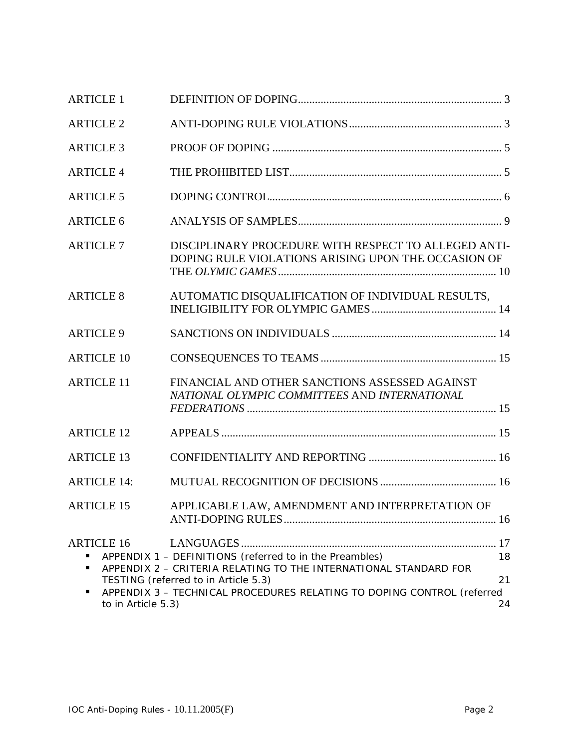| | | |
|---|---|---|
| ARTICLE 1 | DEFINITION OF DOPING | 3 |
| ARTICLE 2 | ANTI-DOPING RULE VIOLATIONS | 3 |
| ARTICLE 3 | PROOF OF DOPING | 5 |
| ARTICLE 4 | THE PROHIBITED LIST | 5 |
| ARTICLE 5 | DOPING CONTROL | 6 |
| ARTICLE 6 | ANALYSIS OF SAMPLES | 9 |
| ARTICLE 7 | DISCIPLINARY PROCEDURE WITH RESPECT TO ALLEGED ANTI-DOPING RULE VIOLATIONS ARISING UPON THE OCCASION OF THE *OLYMIC GAMES* | 10 |
| ARTICLE 8 | AUTOMATIC DISQUALIFICATION OF INDIVIDUAL RESULTS, INELIGIBILITY FOR OLYMPIC GAMES | 14 |
| ARTICLE 9 | SANCTIONS ON INDIVIDUALS | 14 |
| ARTICLE 10 | CONSEQUENCES TO TEAMS | 15 |
| ARTICLE 11 | FINANCIAL AND OTHER SANCTIONS ASSESSED AGAINST *NATIONAL OLYMPIC COMMITTEES* AND *INTERNATIONAL FEDERATIONS* | 15 |
| ARTICLE 12 | APPEALS | 15 |
| ARTICLE 13 | CONFIDENTIALITY AND REPORTING | 16 |
| ARTICLE 14: | MUTUAL RECOGNITION OF DECISIONS | 16 |
| ARTICLE 15 | APPLICABLE LAW, AMENDMENT AND INTERPRETATION OF ANTI-DOPING RULES | 16 |
| ARTICLE 16 | LANGUAGES | 17 |

- APPENDIX 1 – DEFINITIONS (referred to in the Preambles) 18
- APPENDIX 2 – CRITERIA RELATING TO THE INTERNATIONAL STANDARD FOR TESTING (referred to in Article 5.3) 21
- APPENDIX 3 – TECHNICAL PROCEDURES RELATING TO DOPING CONTROL (referred to in Article 5.3) 24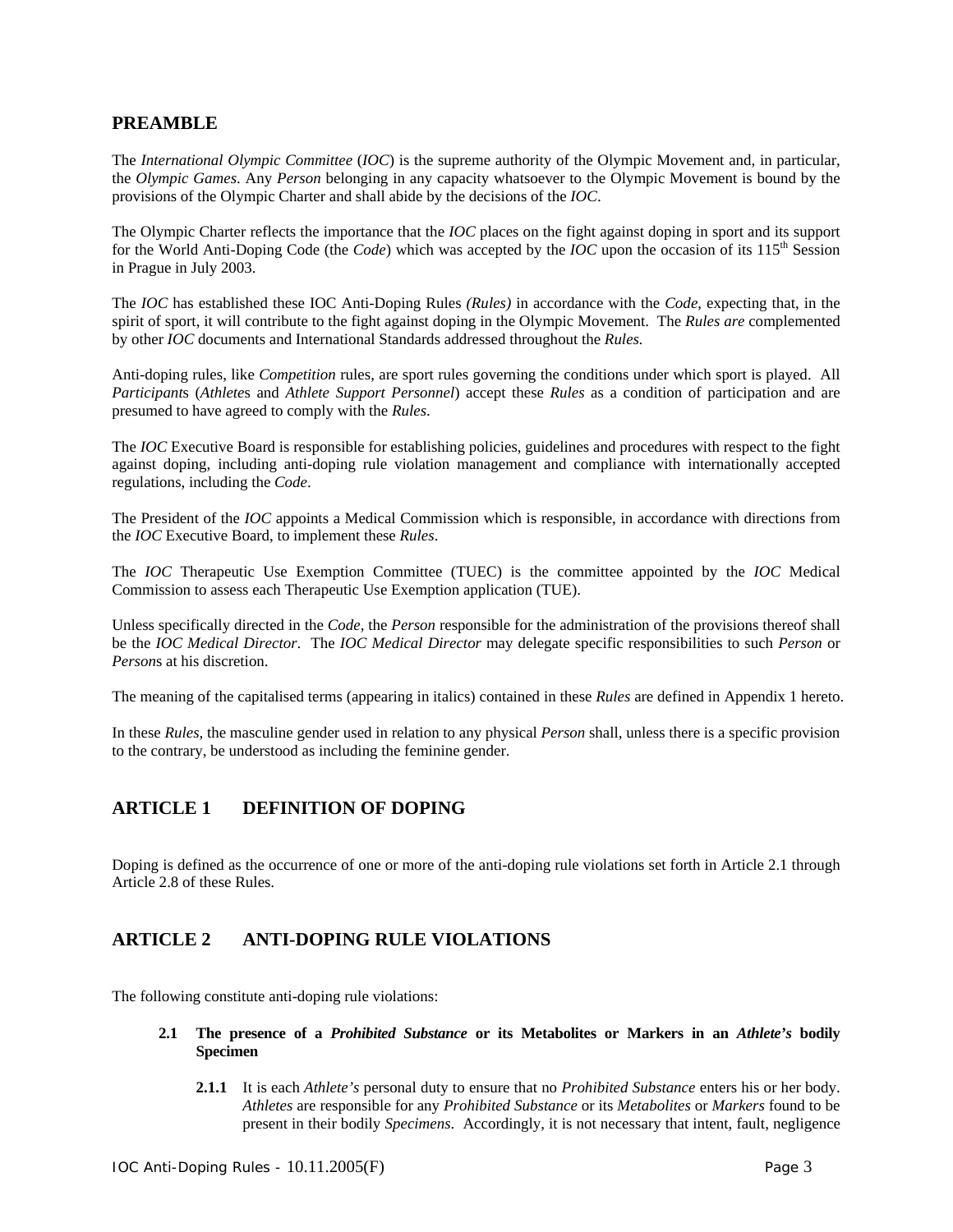## PREAMBLE

The *International Olympic Committee* (*IOC*) is the supreme authority of the Olympic Movement and, in particular, the *Olympic Games*. Any *Person* belonging in any capacity whatsoever to the Olympic Movement is bound by the provisions of the Olympic Charter and shall abide by the decisions of the *IOC*.

The Olympic Charter reflects the importance that the *IOC* places on the fight against doping in sport and its support for the World Anti-Doping Code (the *Code*) which was accepted by the *IOC* upon the occasion of its 115th Session in Prague in July 2003.

The *IOC* has established these IOC Anti-Doping Rules *(Rules)* in accordance with the *Code*, expecting that, in the spirit of sport, it will contribute to the fight against doping in the Olympic Movement. The *Rules are* complemented by other *IOC* documents and International Standards addressed throughout the *Rules.*

Anti-doping rules, like *Competition* rules, are sport rules governing the conditions under which sport is played. All *Participants* (*Athlete*s and *Athlete Support Personnel*) accept these *Rules* as a condition of participation and are presumed to have agreed to comply with the *Rules*.

The *IOC* Executive Board is responsible for establishing policies, guidelines and procedures with respect to the fight against doping, including anti-doping rule violation management and compliance with internationally accepted regulations, including the *Code*.

The President of the *IOC* appoints a Medical Commission which is responsible, in accordance with directions from the *IOC* Executive Board, to implement these *Rules*.

The *IOC* Therapeutic Use Exemption Committee (TUEC) is the committee appointed by the *IOC* Medical Commission to assess each Therapeutic Use Exemption application (TUE).

Unless specifically directed in the *Code*, the *Person* responsible for the administration of the provisions thereof shall be the *IOC Medical Director*. The *IOC Medical Director* may delegate specific responsibilities to such *Person* or *Person*s at his discretion.

The meaning of the capitalised terms (appearing in italics) contained in these *Rules* are defined in Appendix 1 hereto.

In these *Rules*, the masculine gender used in relation to any physical *Person* shall, unless there is a specific provision to the contrary, be understood as including the feminine gender.

## ARTICLE 1 DEFINITION OF DOPING

Doping is defined as the occurrence of one or more of the anti-doping rule violations set forth in Article 2.1 through Article 2.8 of these Rules.

## ARTICLE 2 ANTI-DOPING RULE VIOLATIONS

The following constitute anti-doping rule violations:

**2.1 The presence of a *Prohibited Substance* or its Metabolites or Markers in an *Athlete's* bodily Specimen**

**2.1.1** It is each *Athlete's* personal duty to ensure that no *Prohibited Substance* enters his or her body. *Athletes* are responsible for any *Prohibited Substance* or its *Metabolites* or *Markers* found to be present in their bodily *Specimens*. Accordingly, it is not necessary that intent, fault, negligence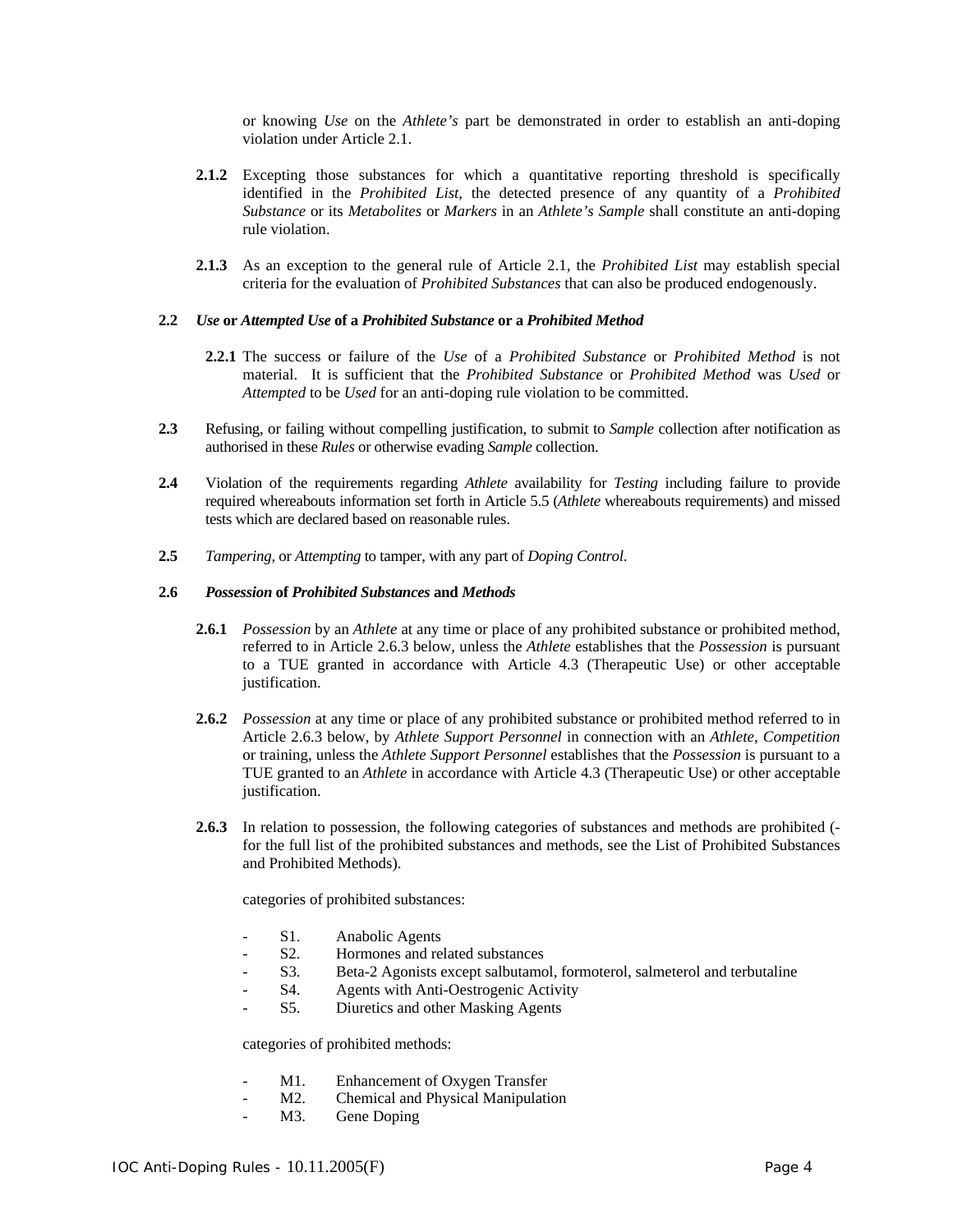or knowing *Use* on the *Athlete's* part be demonstrated in order to establish an anti-doping violation under Article 2.1.

**2.1.2** Excepting those substances for which a quantitative reporting threshold is specifically identified in the *Prohibited List*, the detected presence of any quantity of a *Prohibited Substance* or its *Metabolites* or *Markers* in an *Athlete's Sample* shall constitute an anti-doping rule violation.

**2.1.3** As an exception to the general rule of Article 2.1, the *Prohibited List* may establish special criteria for the evaluation of *Prohibited Substances* that can also be produced endogenously.

**2.2** ***Use*** **or** ***Attempted Use*** **of a** ***Prohibited Substance*** **or a** ***Prohibited Method***

**2.2.1** The success or failure of the *Use* of a *Prohibited Substance* or *Prohibited Method* is not material. It is sufficient that the *Prohibited Substance* or *Prohibited Method* was *Used* or *Attempted* to be *Used* for an anti-doping rule violation to be committed.

**2.3** Refusing, or failing without compelling justification, to submit to *Sample* collection after notification as authorised in these *Rules* or otherwise evading *Sample* collection.

**2.4** Violation of the requirements regarding *Athlete* availability for *Testing* including failure to provide required whereabouts information set forth in Article 5.5 (*Athlete* whereabouts requirements) and missed tests which are declared based on reasonable rules.

**2.5** *Tampering*, or *Attempting* to tamper, with any part of *Doping Control*.

**2.6** ***Possession*** **of** ***Prohibited Substances*** **and** ***Methods***

**2.6.1** *Possession* by an *Athlete* at any time or place of any prohibited substance or prohibited method, referred to in Article 2.6.3 below, unless the *Athlete* establishes that the *Possession* is pursuant to a TUE granted in accordance with Article 4.3 (Therapeutic Use) or other acceptable justification.

**2.6.2** *Possession* at any time or place of any prohibited substance or prohibited method referred to in Article 2.6.3 below, by *Athlete Support Personnel* in connection with an *Athlete*, *Competition* or training, unless the *Athlete Support Personnel* establishes that the *Possession* is pursuant to a TUE granted to an *Athlete* in accordance with Article 4.3 (Therapeutic Use) or other acceptable justification.

**2.6.3** In relation to possession, the following categories of substances and methods are prohibited (- for the full list of the prohibited substances and methods, see the List of Prohibited Substances and Prohibited Methods).

categories of prohibited substances:

- S1. Anabolic Agents
- S2. Hormones and related substances
- S3. Beta-2 Agonists except salbutamol, formoterol, salmeterol and terbutaline
- S4. Agents with Anti-Oestrogenic Activity
- S5. Diuretics and other Masking Agents

categories of prohibited methods:

- M1. Enhancement of Oxygen Transfer
- M2. Chemical and Physical Manipulation
- M3. Gene Doping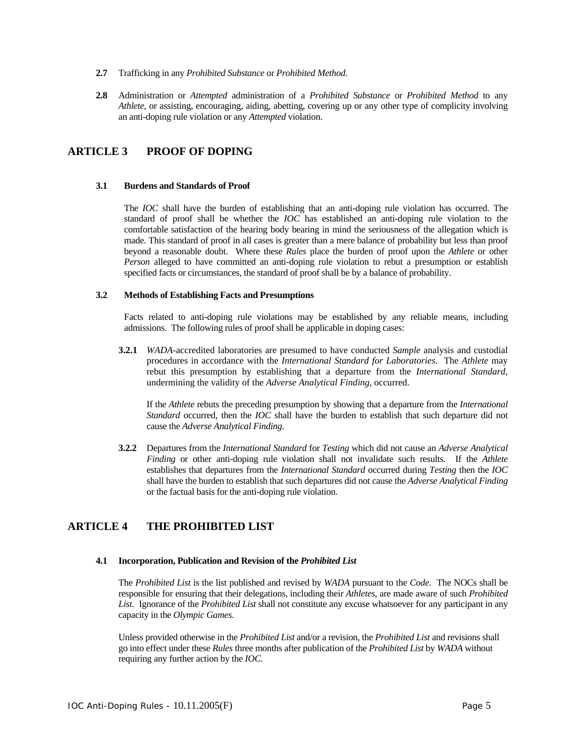**2.7** Trafficking in any *Prohibited Substance* or *Prohibited Method*.

**2.8** Administration or *Attempted* administration of a *Prohibited Substance* or *Prohibited Method* to any *Athlete*, or assisting, encouraging, aiding, abetting, covering up or any other type of complicity involving an anti-doping rule violation or any *Attempted* violation.

## ARTICLE 3 PROOF OF DOPING

### 3.1 Burdens and Standards of Proof

The *IOC* shall have the burden of establishing that an anti-doping rule violation has occurred. The standard of proof shall be whether the *IOC* has established an anti-doping rule violation to the comfortable satisfaction of the hearing body bearing in mind the seriousness of the allegation which is made. This standard of proof in all cases is greater than a mere balance of probability but less than proof beyond a reasonable doubt. Where these *Rules* place the burden of proof upon the *Athlete* or other *Person* alleged to have committed an anti-doping rule violation to rebut a presumption or establish specified facts or circumstances, the standard of proof shall be by a balance of probability.

### 3.2 Methods of Establishing Facts and Presumptions

Facts related to anti-doping rule violations may be established by any reliable means, including admissions. The following rules of proof shall be applicable in doping cases:

**3.2.1** *WADA*-accredited laboratories are presumed to have conducted *Sample* analysis and custodial procedures in accordance with the *International Standard for Laboratories*. The *Athlete* may rebut this presumption by establishing that a departure from the *International Standard*, undermining the validity of the *Adverse Analytical Finding*, occurred.

If the *Athlete* rebuts the preceding presumption by showing that a departure from the *International Standard* occurred, then the *IOC* shall have the burden to establish that such departure did not cause the *Adverse Analytical Finding*.

**3.2.2** Departures from the *International Standard* for *Testing* which did not cause an *Adverse Analytical Finding* or other anti-doping rule violation shall not invalidate such results. If the *Athlete* establishes that departures from the *International Standard* occurred during *Testing* then the *IOC* shall have the burden to establish that such departures did not cause the *Adverse Analytical Finding* or the factual basis for the anti-doping rule violation.

## ARTICLE 4 THE PROHIBITED LIST

### 4.1 Incorporation, Publication and Revision of the *Prohibited List*

The *Prohibited List* is the list published and revised by *WADA* pursuant to the *Code*. The NOCs shall be responsible for ensuring that their delegations, including their *Athletes*, are made aware of such *Prohibited List*. Ignorance of the *Prohibited List* shall not constitute any excuse whatsoever for any participant in any capacity in the *Olympic Games*.

Unless provided otherwise in the *Prohibited List* and/or a revision, the *Prohibited List* and revisions shall go into effect under these *Rules* three months after publication of the *Prohibited List* by *WADA* without requiring any further action by the *IOC*.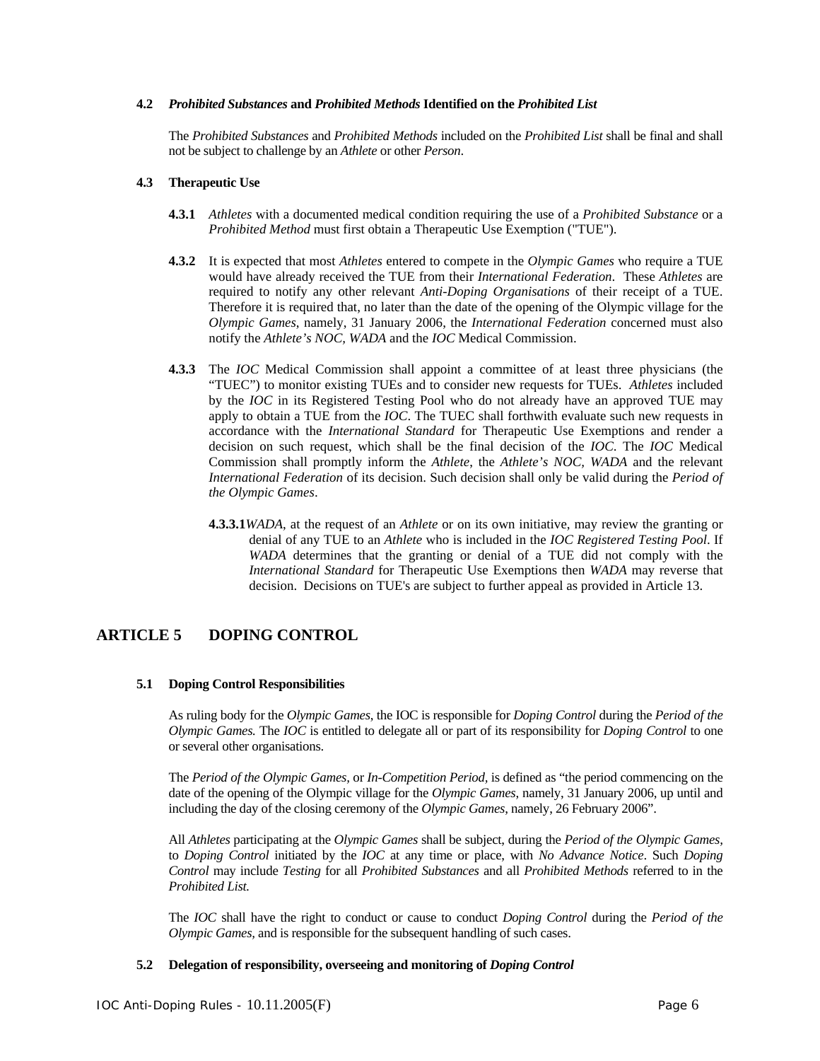#### 4.2 *Prohibited Substances* and *Prohibited Methods* Identified on the *Prohibited List*

The *Prohibited Substances* and *Prohibited Methods* included on the *Prohibited List* shall be final and shall not be subject to challenge by an *Athlete* or other *Person*.

#### 4.3 Therapeutic Use

**4.3.1** *Athletes* with a documented medical condition requiring the use of a *Prohibited Substance* or a *Prohibited Method* must first obtain a Therapeutic Use Exemption ("TUE").

**4.3.2** It is expected that most *Athletes* entered to compete in the *Olympic Games* who require a TUE would have already received the TUE from their *International Federation*. These *Athletes* are required to notify any other relevant *Anti-Doping Organisations* of their receipt of a TUE. Therefore it is required that, no later than the date of the opening of the Olympic village for the *Olympic Games*, namely, 31 January 2006, the *International Federation* concerned must also notify the *Athlete's NOC, WADA* and the *IOC* Medical Commission.

**4.3.3** The *IOC* Medical Commission shall appoint a committee of at least three physicians (the "TUEC") to monitor existing TUEs and to consider new requests for TUEs. *Athletes* included by the *IOC* in its Registered Testing Pool who do not already have an approved TUE may apply to obtain a TUE from the *IOC*. The TUEC shall forthwith evaluate such new requests in accordance with the *International Standard* for Therapeutic Use Exemptions and render a decision on such request, which shall be the final decision of the *IOC*. The *IOC* Medical Commission shall promptly inform the *Athlete*, the *Athlete's NOC*, *WADA* and the relevant *International Federation* of its decision. Such decision shall only be valid during the *Period of the Olympic Games*.

**4.3.3.1** *WADA*, at the request of an *Athlete* or on its own initiative, may review the granting or denial of any TUE to an *Athlete* who is included in the *IOC Registered Testing Pool*. If *WADA* determines that the granting or denial of a TUE did not comply with the *International Standard* for Therapeutic Use Exemptions then *WADA* may reverse that decision. Decisions on TUE's are subject to further appeal as provided in Article 13.

## ARTICLE 5 DOPING CONTROL

#### 5.1 Doping Control Responsibilities

As ruling body for the *Olympic Games*, the IOC is responsible for *Doping Control* during the *Period of the Olympic Games.* The *IOC* is entitled to delegate all or part of its responsibility for *Doping Control* to one or several other organisations.

The *Period of the Olympic Games,* or *In-Competition Period,* is defined as "the period commencing on the date of the opening of the Olympic village for the *Olympic Games*, namely, 31 January 2006, up until and including the day of the closing ceremony of the *Olympic Games*, namely, 26 February 2006".

All *Athletes* participating at the *Olympic Games* shall be subject, during the *Period of the Olympic Games,* to *Doping Control* initiated by the *IOC* at any time or place, with *No Advance Notice*. Such *Doping Control* may include *Testing* for all *Prohibited Substances* and all *Prohibited Methods* referred to in the *Prohibited List.*

The *IOC* shall have the right to conduct or cause to conduct *Doping Control* during the *Period of the Olympic Games*, and is responsible for the subsequent handling of such cases.

#### 5.2 Delegation of responsibility, overseeing and monitoring of *Doping Control*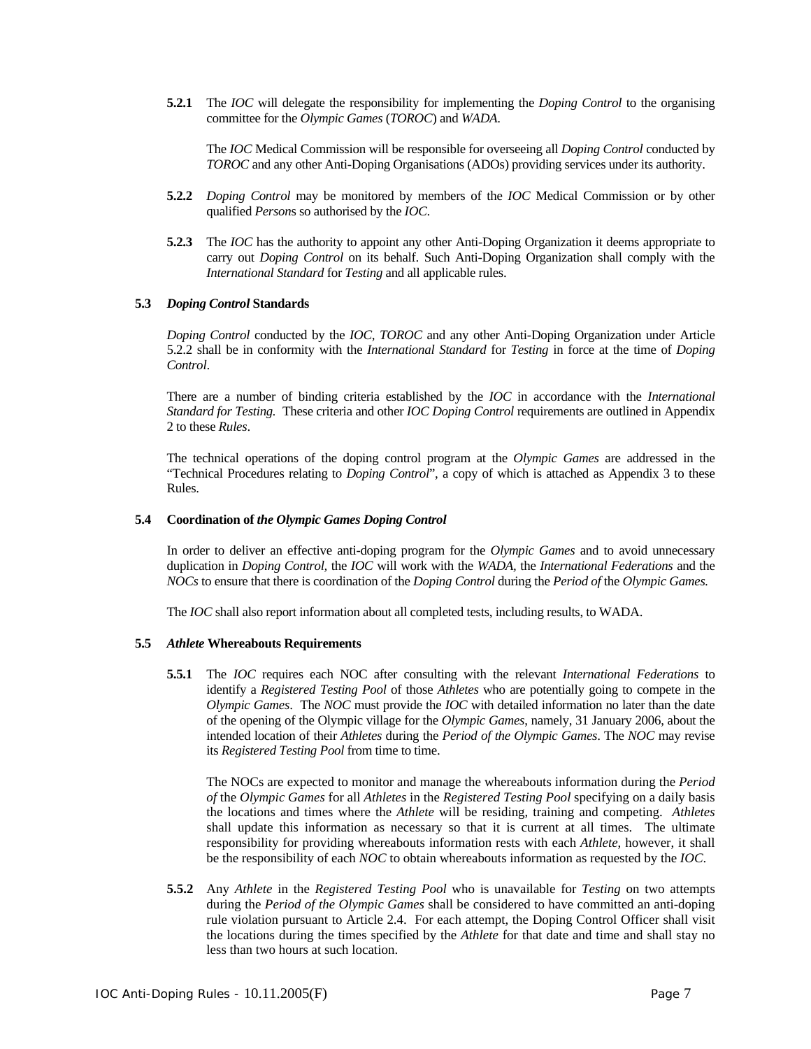**5.2.1** The *IOC* will delegate the responsibility for implementing the *Doping Control* to the organising committee for the *Olympic Games* (*TOROC*) and *WADA*.

The *IOC* Medical Commission will be responsible for overseeing all *Doping Control* conducted by *TOROC* and any other Anti-Doping Organisations (ADOs) providing services under its authority.

**5.2.2** *Doping Control* may be monitored by members of the *IOC* Medical Commission or by other qualified *Person*s so authorised by the *IOC*.

**5.2.3** The *IOC* has the authority to appoint any other Anti-Doping Organization it deems appropriate to carry out *Doping Control* on its behalf. Such Anti-Doping Organization shall comply with the *International Standard* for *Testing* and all applicable rules.

### 5.3 *Doping Control* Standards

*Doping Control* conducted by the *IOC*, *TOROC* and any other Anti-Doping Organization under Article 5.2.2 shall be in conformity with the *International Standard* for *Testing* in force at the time of *Doping Control*.

There are a number of binding criteria established by the *IOC* in accordance with the *International Standard for Testing.* These criteria and other *IOC Doping Control* requirements are outlined in Appendix 2 to these *Rules*.

The technical operations of the doping control program at the *Olympic Games* are addressed in the "Technical Procedures relating to *Doping Control*", a copy of which is attached as Appendix 3 to these Rules.

### 5.4 Coordination of *the Olympic Games Doping Control*

In order to deliver an effective anti-doping program for the *Olympic Games* and to avoid unnecessary duplication in *Doping Control*, the *IOC* will work with the *WADA*, the *International Federations* and the *NOCs* to ensure that there is coordination of the *Doping Control* during the *Period of* the *Olympic Games.*

The *IOC* shall also report information about all completed tests, including results, to WADA.

### 5.5 *Athlete* Whereabouts Requirements

**5.5.1** The *IOC* requires each NOC after consulting with the relevant *International Federations* to identify a *Registered Testing Pool* of those *Athletes* who are potentially going to compete in the *Olympic Games*. The *NOC* must provide the *IOC* with detailed information no later than the date of the opening of the Olympic village for the *Olympic Games*, namely, 31 January 2006, about the intended location of their *Athletes* during the *Period of the Olympic Games*. The *NOC* may revise its *Registered Testing Pool* from time to time.

The NOCs are expected to monitor and manage the whereabouts information during the *Period of* the *Olympic Games* for all *Athletes* in the *Registered Testing Pool* specifying on a daily basis the locations and times where the *Athlete* will be residing, training and competing. *Athletes* shall update this information as necessary so that it is current at all times. The ultimate responsibility for providing whereabouts information rests with each *Athlete*, however, it shall be the responsibility of each *NOC* to obtain whereabouts information as requested by the *IOC*.

**5.5.2** Any *Athlete* in the *Registered Testing Pool* who is unavailable for *Testing* on two attempts during the *Period of the Olympic Games* shall be considered to have committed an anti-doping rule violation pursuant to Article 2.4. For each attempt, the Doping Control Officer shall visit the locations during the times specified by the *Athlete* for that date and time and shall stay no less than two hours at such location.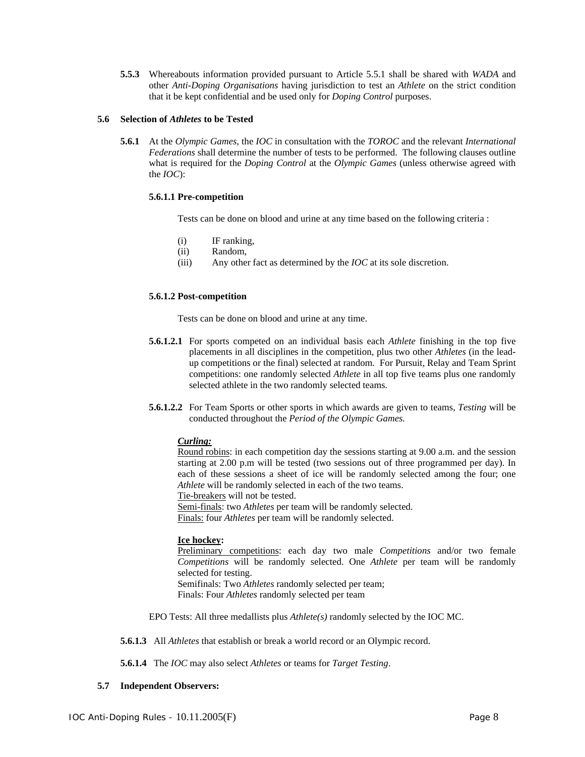**5.5.3** Whereabouts information provided pursuant to Article 5.5.1 shall be shared with *WADA* and other *Anti-Doping Organisations* having jurisdiction to test an *Athlete* on the strict condition that it be kept confidential and be used only for *Doping Control* purposes.

## 5.6 Selection of *Athletes* to be Tested

**5.6.1** At the *Olympic Games*, the *IOC* in consultation with the *TOROC* and the relevant *International Federations* shall determine the number of tests to be performed. The following clauses outline what is required for the *Doping Control* at the *Olympic Games* (unless otherwise agreed with the *IOC*):

### 5.6.1.1 Pre-competition

Tests can be done on blood and urine at any time based on the following criteria :

(i) IF ranking,
(ii) Random,
(iii) Any other fact as determined by the *IOC* at its sole discretion.

### 5.6.1.2 Post-competition

Tests can be done on blood and urine at any time.

**5.6.1.2.1** For sports competed on an individual basis each *Athlete* finishing in the top five placements in all disciplines in the competition, plus two other *Athletes* (in the lead-up competitions or the final) selected at random. For Pursuit, Relay and Team Sprint competitions: one randomly selected *Athlete* in all top five teams plus one randomly selected athlete in the two randomly selected teams.

**5.6.1.2.2** For Team Sports or other sports in which awards are given to teams, *Testing* will be conducted throughout the *Period of the Olympic Games.*

***Curling:***
Round robins: in each competition day the sessions starting at 9.00 a.m. and the session starting at 2.00 p.m will be tested (two sessions out of three programmed per day). In each of these sessions a sheet of ice will be randomly selected among the four; one *Athlete* will be randomly selected in each of the two teams.
Tie-breakers will not be tested.
Semi-finals: two *Athletes* per team will be randomly selected.
Finals: four *Athletes* per team will be randomly selected.

**Ice hockey:**
Preliminary competitions: each day two male *Competitions* and/or two female *Competitions* will be randomly selected. One *Athlete* per team will be randomly selected for testing.
Semifinals: Two *Athletes* randomly selected per team;
Finals: Four *Athletes* randomly selected per team

EPO Tests: All three medallists plus *Athlete(s)* randomly selected by the IOC MC.

**5.6.1.3** All *Athletes* that establish or break a world record or an Olympic record.

**5.6.1.4** The *IOC* may also select *Athletes* or teams for *Target Testing*.

## 5.7 Independent Observers: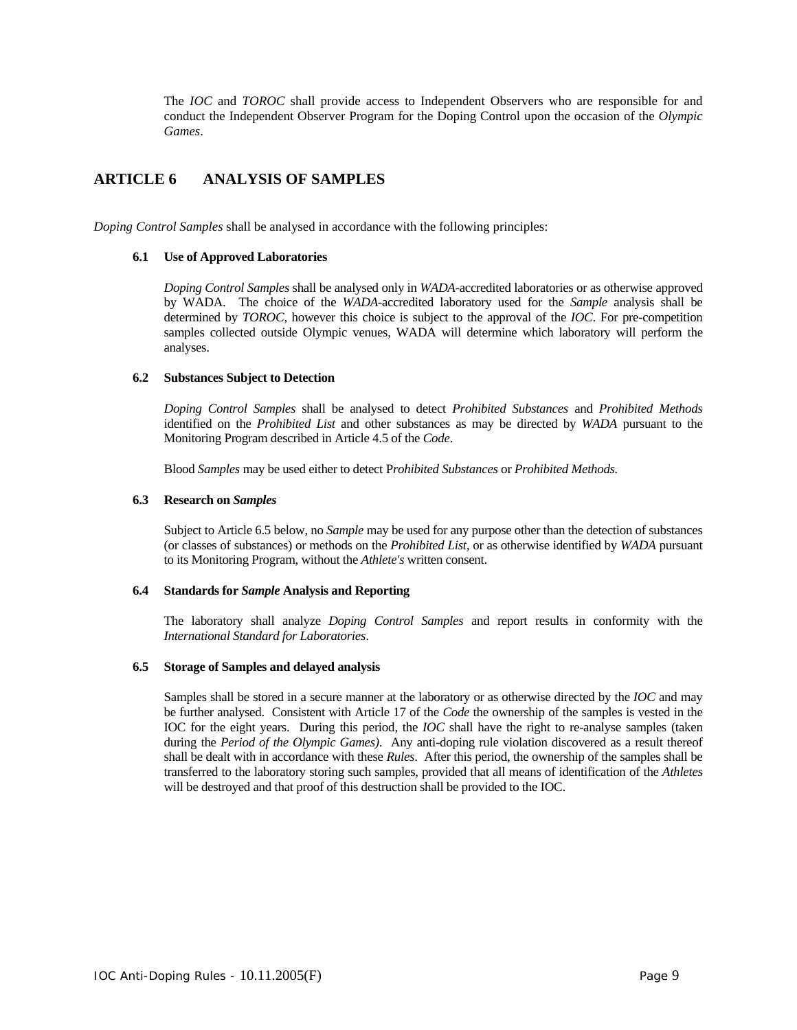The *IOC* and *TOROC* shall provide access to Independent Observers who are responsible for and conduct the Independent Observer Program for the Doping Control upon the occasion of the *Olympic Games*.

## ARTICLE 6 ANALYSIS OF SAMPLES

*Doping Control Samples* shall be analysed in accordance with the following principles:

### 6.1 Use of Approved Laboratories

*Doping Control Samples* shall be analysed only in *WADA*-accredited laboratories or as otherwise approved by WADA. The choice of the *WADA*-accredited laboratory used for the *Sample* analysis shall be determined by *TOROC*, however this choice is subject to the approval of the *IOC*. For pre-competition samples collected outside Olympic venues, WADA will determine which laboratory will perform the analyses.

### 6.2 Substances Subject to Detection

*Doping Control Samples* shall be analysed to detect *Prohibited Substances* and *Prohibited Methods* identified on the *Prohibited List* and other substances as may be directed by *WADA* pursuant to the Monitoring Program described in Article 4.5 of the *Code*.

Blood *Samples* may be used either to detect P*rohibited Substances* or *Prohibited Methods.*

### 6.3 Research on *Samples*

Subject to Article 6.5 below, no *Sample* may be used for any purpose other than the detection of substances (or classes of substances) or methods on the *Prohibited List,* or as otherwise identified by *WADA* pursuant to its Monitoring Program, without the *Athlete's* written consent.

### 6.4 Standards for *Sample* Analysis and Reporting

The laboratory shall analyze *Doping Control Samples* and report results in conformity with the *International Standard for Laboratories*.

### 6.5 Storage of Samples and delayed analysis

Samples shall be stored in a secure manner at the laboratory or as otherwise directed by the *IOC* and may be further analysed. Consistent with Article 17 of the *Code* the ownership of the samples is vested in the IOC for the eight years. During this period, the *IOC* shall have the right to re-analyse samples (taken during the *Period of the Olympic Games).* Any anti-doping rule violation discovered as a result thereof shall be dealt with in accordance with these *Rules*. After this period, the ownership of the samples shall be transferred to the laboratory storing such samples, provided that all means of identification of the *Athletes* will be destroyed and that proof of this destruction shall be provided to the IOC.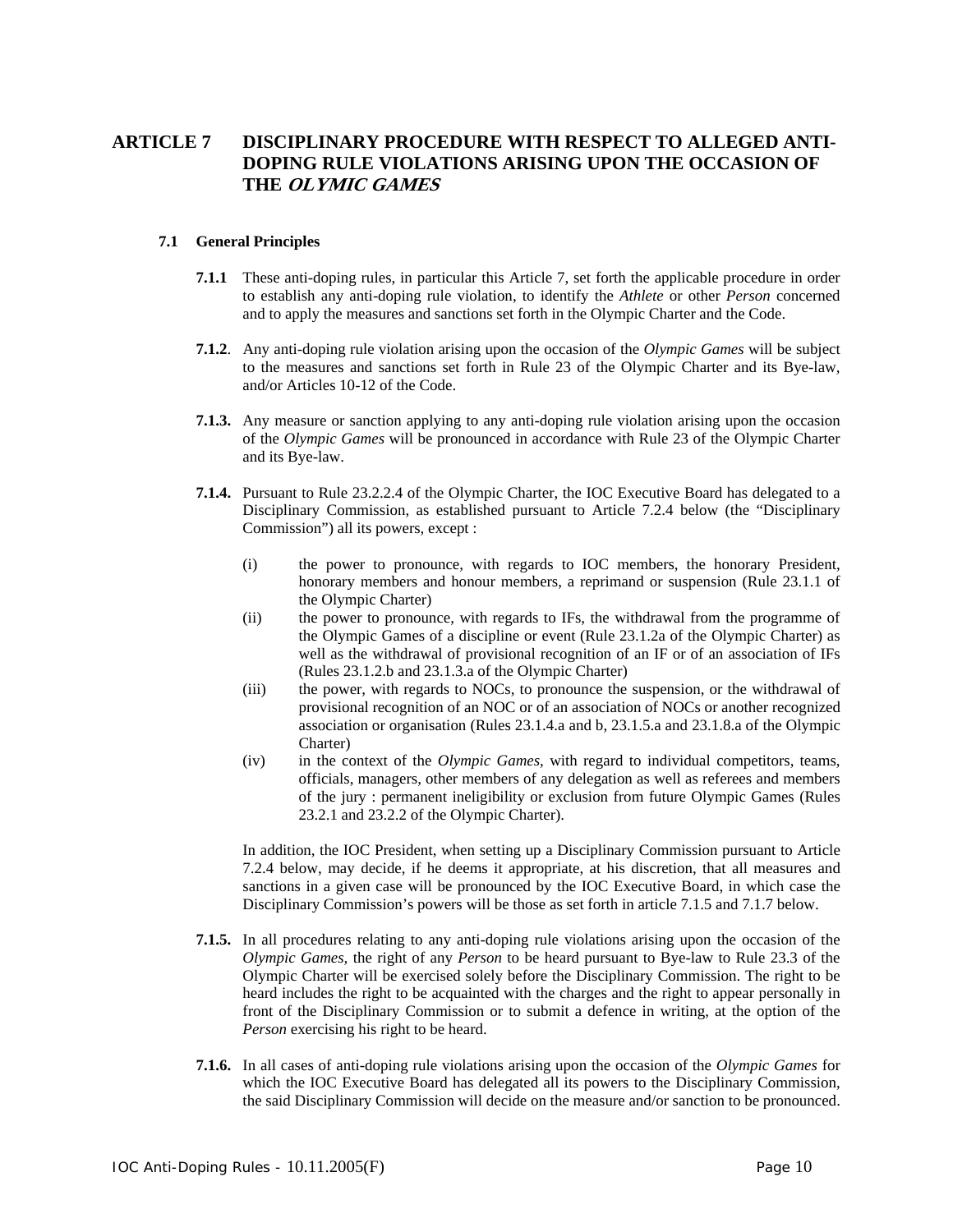## ARTICLE 7 DISCIPLINARY PROCEDURE WITH RESPECT TO ALLEGED ANTI-DOPING RULE VIOLATIONS ARISING UPON THE OCCASION OF THE *OLYMIC GAMES*

### 7.1 General Principles

**7.1.1** These anti-doping rules, in particular this Article 7, set forth the applicable procedure in order to establish any anti-doping rule violation, to identify the *Athlete* or other *Person* concerned and to apply the measures and sanctions set forth in the Olympic Charter and the Code.

**7.1.2**. Any anti-doping rule violation arising upon the occasion of the *Olympic Games* will be subject to the measures and sanctions set forth in Rule 23 of the Olympic Charter and its Bye-law, and/or Articles 10-12 of the Code.

**7.1.3.** Any measure or sanction applying to any anti-doping rule violation arising upon the occasion of the *Olympic Games* will be pronounced in accordance with Rule 23 of the Olympic Charter and its Bye-law.

**7.1.4.** Pursuant to Rule 23.2.2.4 of the Olympic Charter, the IOC Executive Board has delegated to a Disciplinary Commission, as established pursuant to Article 7.2.4 below (the "Disciplinary Commission") all its powers, except :

(i) the power to pronounce, with regards to IOC members, the honorary President, honorary members and honour members, a reprimand or suspension (Rule 23.1.1 of the Olympic Charter)

(ii) the power to pronounce, with regards to IFs, the withdrawal from the programme of the Olympic Games of a discipline or event (Rule 23.1.2a of the Olympic Charter) as well as the withdrawal of provisional recognition of an IF or of an association of IFs (Rules 23.1.2.b and 23.1.3.a of the Olympic Charter)

(iii) the power, with regards to NOCs, to pronounce the suspension, or the withdrawal of provisional recognition of an NOC or of an association of NOCs or another recognized association or organisation (Rules 23.1.4.a and b, 23.1.5.a and 23.1.8.a of the Olympic Charter)

(iv) in the context of the *Olympic Games*, with regard to individual competitors, teams, officials, managers, other members of any delegation as well as referees and members of the jury : permanent ineligibility or exclusion from future Olympic Games (Rules 23.2.1 and 23.2.2 of the Olympic Charter).

In addition, the IOC President, when setting up a Disciplinary Commission pursuant to Article 7.2.4 below, may decide, if he deems it appropriate, at his discretion, that all measures and sanctions in a given case will be pronounced by the IOC Executive Board, in which case the Disciplinary Commission's powers will be those as set forth in article 7.1.5 and 7.1.7 below.

**7.1.5.** In all procedures relating to any anti-doping rule violations arising upon the occasion of the *Olympic Games*, the right of any *Person* to be heard pursuant to Bye-law to Rule 23.3 of the Olympic Charter will be exercised solely before the Disciplinary Commission. The right to be heard includes the right to be acquainted with the charges and the right to appear personally in front of the Disciplinary Commission or to submit a defence in writing, at the option of the *Person* exercising his right to be heard.

**7.1.6.** In all cases of anti-doping rule violations arising upon the occasion of the *Olympic Games* for which the IOC Executive Board has delegated all its powers to the Disciplinary Commission, the said Disciplinary Commission will decide on the measure and/or sanction to be pronounced.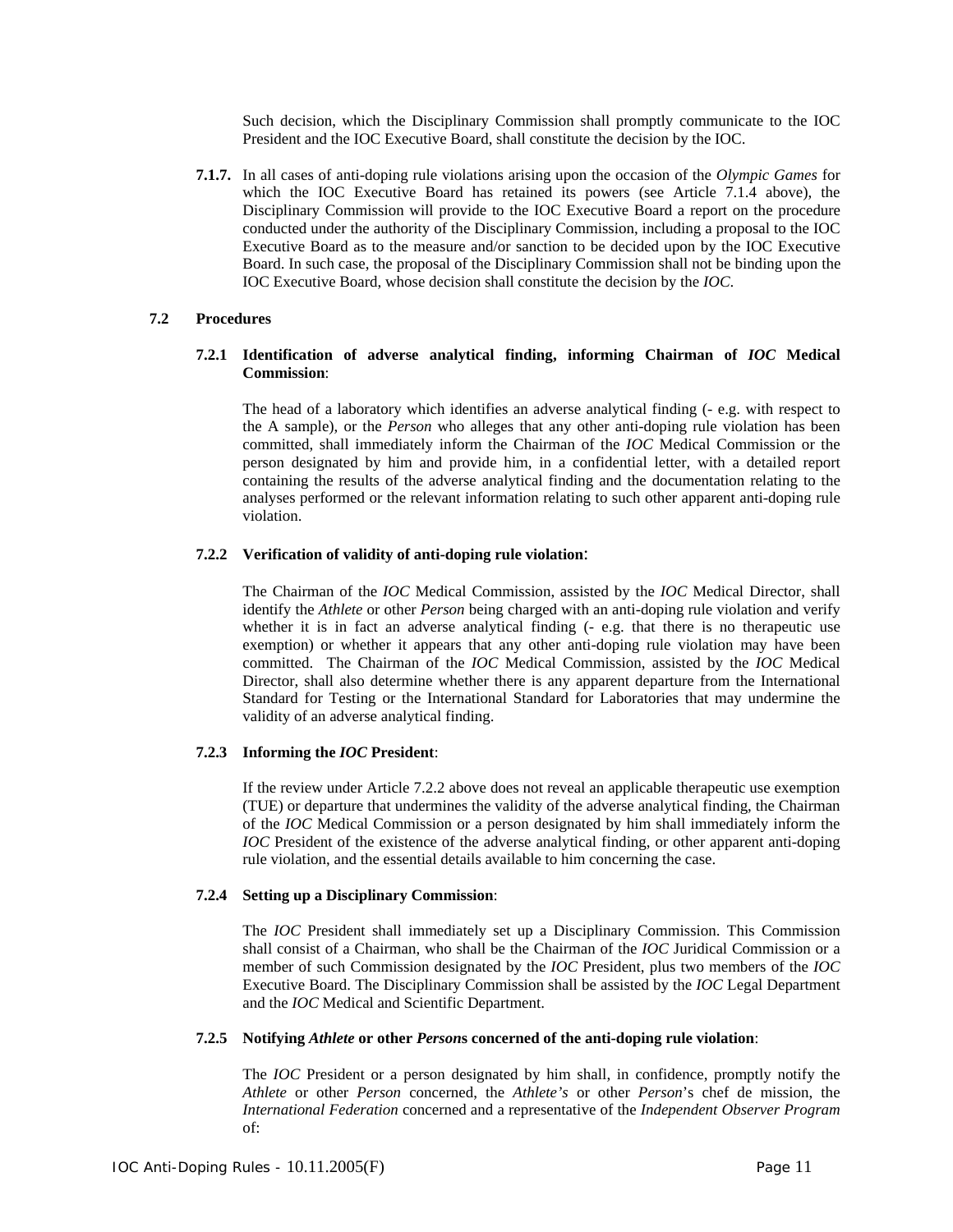Such decision, which the Disciplinary Commission shall promptly communicate to the IOC President and the IOC Executive Board, shall constitute the decision by the IOC.

**7.1.7.** In all cases of anti-doping rule violations arising upon the occasion of the *Olympic Games* for which the IOC Executive Board has retained its powers (see Article 7.1.4 above), the Disciplinary Commission will provide to the IOC Executive Board a report on the procedure conducted under the authority of the Disciplinary Commission, including a proposal to the IOC Executive Board as to the measure and/or sanction to be decided upon by the IOC Executive Board. In such case, the proposal of the Disciplinary Commission shall not be binding upon the IOC Executive Board, whose decision shall constitute the decision by the *IOC*.

### 7.2 Procedures

#### 7.2.1 Identification of adverse analytical finding, informing Chairman of *IOC* Medical Commission:

The head of a laboratory which identifies an adverse analytical finding (- e.g. with respect to the A sample), or the *Person* who alleges that any other anti-doping rule violation has been committed, shall immediately inform the Chairman of the *IOC* Medical Commission or the person designated by him and provide him, in a confidential letter, with a detailed report containing the results of the adverse analytical finding and the documentation relating to the analyses performed or the relevant information relating to such other apparent anti-doping rule violation.

#### 7.2.2 Verification of validity of anti-doping rule violation:

The Chairman of the *IOC* Medical Commission, assisted by the *IOC* Medical Director, shall identify the *Athlete* or other *Person* being charged with an anti-doping rule violation and verify whether it is in fact an adverse analytical finding (- e.g. that there is no therapeutic use exemption) or whether it appears that any other anti-doping rule violation may have been committed. The Chairman of the *IOC* Medical Commission, assisted by the *IOC* Medical Director, shall also determine whether there is any apparent departure from the International Standard for Testing or the International Standard for Laboratories that may undermine the validity of an adverse analytical finding.

#### 7.2.3 Informing the *IOC* President:

If the review under Article 7.2.2 above does not reveal an applicable therapeutic use exemption (TUE) or departure that undermines the validity of the adverse analytical finding, the Chairman of the *IOC* Medical Commission or a person designated by him shall immediately inform the *IOC* President of the existence of the adverse analytical finding, or other apparent anti-doping rule violation, and the essential details available to him concerning the case.

#### 7.2.4 Setting up a Disciplinary Commission:

The *IOC* President shall immediately set up a Disciplinary Commission. This Commission shall consist of a Chairman, who shall be the Chairman of the *IOC* Juridical Commission or a member of such Commission designated by the *IOC* President, plus two members of the *IOC* Executive Board. The Disciplinary Commission shall be assisted by the *IOC* Legal Department and the *IOC* Medical and Scientific Department.

#### 7.2.5 Notifying *Athlete* or other *Person*s concerned of the anti-doping rule violation:

The *IOC* President or a person designated by him shall, in confidence, promptly notify the *Athlete* or other *Person* concerned, the *Athlete's* or other *Person*'s chef de mission, the *International Federation* concerned and a representative of the *Independent Observer Program* of: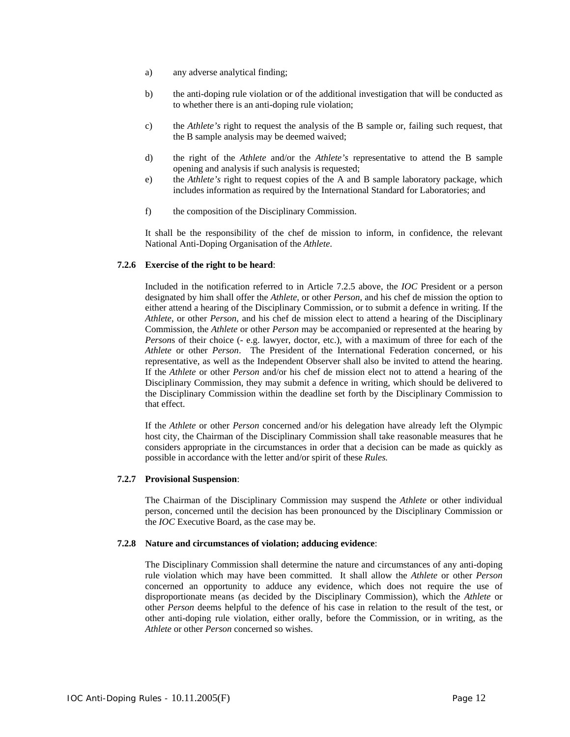a) any adverse analytical finding;

b) the anti-doping rule violation or of the additional investigation that will be conducted as to whether there is an anti-doping rule violation;

c) the *Athlete's* right to request the analysis of the B sample or, failing such request, that the B sample analysis may be deemed waived;

d) the right of the *Athlete* and/or the *Athlete's* representative to attend the B sample opening and analysis if such analysis is requested;

e) the *Athlete's* right to request copies of the A and B sample laboratory package, which includes information as required by the International Standard for Laboratories; and

f) the composition of the Disciplinary Commission.

It shall be the responsibility of the chef de mission to inform, in confidence, the relevant National Anti-Doping Organisation of the *Athlete*.

**7.2.6 Exercise of the right to be heard**:

Included in the notification referred to in Article 7.2.5 above, the *IOC* President or a person designated by him shall offer the *Athlete*, or other *Person*, and his chef de mission the option to either attend a hearing of the Disciplinary Commission, or to submit a defence in writing. If the *Athlete*, or other *Person*, and his chef de mission elect to attend a hearing of the Disciplinary Commission, the *Athlete* or other *Person* may be accompanied or represented at the hearing by *Person*s of their choice (- e.g. lawyer, doctor, etc.), with a maximum of three for each of the *Athlete* or other *Person*. The President of the International Federation concerned, or his representative, as well as the Independent Observer shall also be invited to attend the hearing. If the *Athlete* or other *Person* and/or his chef de mission elect not to attend a hearing of the Disciplinary Commission, they may submit a defence in writing, which should be delivered to the Disciplinary Commission within the deadline set forth by the Disciplinary Commission to that effect.

If the *Athlete* or other *Person* concerned and/or his delegation have already left the Olympic host city, the Chairman of the Disciplinary Commission shall take reasonable measures that he considers appropriate in the circumstances in order that a decision can be made as quickly as possible in accordance with the letter and/or spirit of these *Rules.*

**7.2.7 Provisional Suspension**:

The Chairman of the Disciplinary Commission may suspend the *Athlete* or other individual person, concerned until the decision has been pronounced by the Disciplinary Commission or the *IOC* Executive Board, as the case may be.

**7.2.8 Nature and circumstances of violation; adducing evidence**:

The Disciplinary Commission shall determine the nature and circumstances of any anti-doping rule violation which may have been committed. It shall allow the *Athlete* or other *Person* concerned an opportunity to adduce any evidence, which does not require the use of disproportionate means (as decided by the Disciplinary Commission), which the *Athlete* or other *Person* deems helpful to the defence of his case in relation to the result of the test, or other anti-doping rule violation, either orally, before the Commission, or in writing, as the *Athlete* or other *Person* concerned so wishes.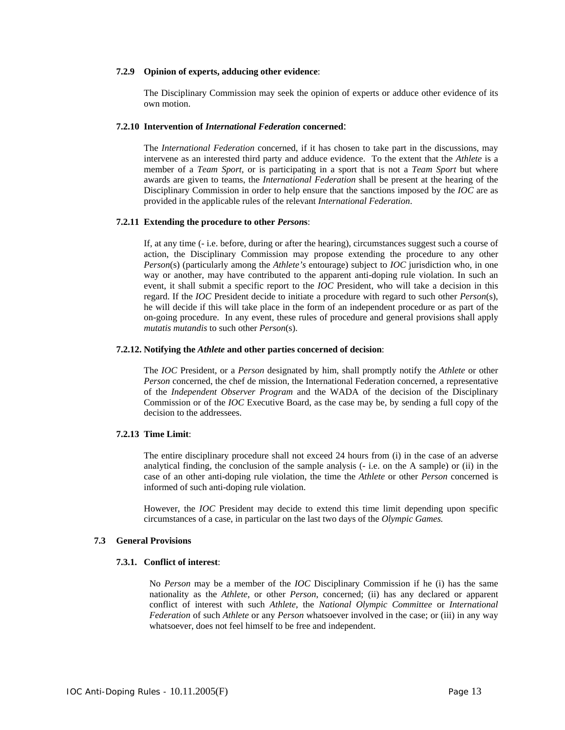#### 7.2.9 Opinion of experts, adducing other evidence:

The Disciplinary Commission may seek the opinion of experts or adduce other evidence of its own motion.

#### 7.2.10 Intervention of *International Federation* concerned:

The *International Federation* concerned, if it has chosen to take part in the discussions, may intervene as an interested third party and adduce evidence. To the extent that the *Athlete* is a member of a *Team Sport*, or is participating in a sport that is not a *Team Sport* but where awards are given to teams, the *International Federation* shall be present at the hearing of the Disciplinary Commission in order to help ensure that the sanctions imposed by the *IOC* are as provided in the applicable rules of the relevant *International Federation*.

#### 7.2.11 Extending the procedure to other *Persons*:

If, at any time (- i.e. before, during or after the hearing), circumstances suggest such a course of action, the Disciplinary Commission may propose extending the procedure to any other *Person*(s) (particularly among the *Athlete's* entourage) subject to *IOC* jurisdiction who, in one way or another, may have contributed to the apparent anti-doping rule violation. In such an event, it shall submit a specific report to the *IOC* President, who will take a decision in this regard. If the *IOC* President decide to initiate a procedure with regard to such other *Person*(s), he will decide if this will take place in the form of an independent procedure or as part of the on-going procedure. In any event, these rules of procedure and general provisions shall apply *mutatis mutandis* to such other *Person*(s).

#### 7.2.12. Notifying the *Athlete* and other parties concerned of decision:

The *IOC* President, or a *Person* designated by him, shall promptly notify the *Athlete* or other *Person* concerned, the chef de mission, the International Federation concerned, a representative of the *Independent Observer Program* and the WADA of the decision of the Disciplinary Commission or of the *IOC* Executive Board, as the case may be, by sending a full copy of the decision to the addressees.

#### 7.2.13 Time Limit:

The entire disciplinary procedure shall not exceed 24 hours from (i) in the case of an adverse analytical finding, the conclusion of the sample analysis (- i.e. on the A sample) or (ii) in the case of an other anti-doping rule violation, the time the *Athlete* or other *Person* concerned is informed of such anti-doping rule violation.

However, the *IOC* President may decide to extend this time limit depending upon specific circumstances of a case, in particular on the last two days of the *Olympic Games.*

### 7.3 General Provisions

#### 7.3.1. Conflict of interest:

No *Person* may be a member of the *IOC* Disciplinary Commission if he (i) has the same nationality as the *Athlete*, or other *Person*, concerned; (ii) has any declared or apparent conflict of interest with such *Athlete*, the *National Olympic Committee* or *International Federation* of such *Athlete* or any *Person* whatsoever involved in the case; or (iii) in any way whatsoever, does not feel himself to be free and independent.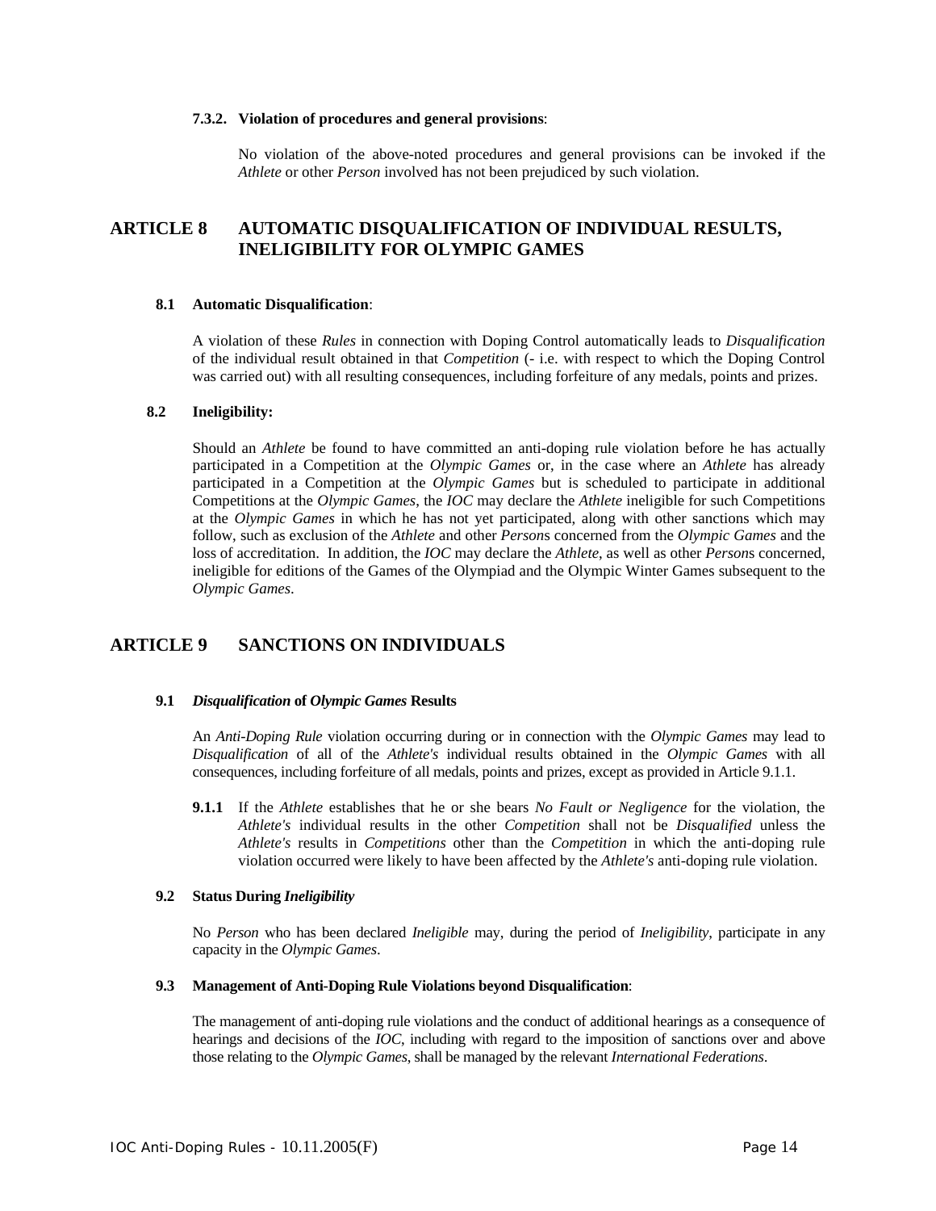#### 7.3.2. Violation of procedures and general provisions:

No violation of the above-noted procedures and general provisions can be invoked if the *Athlete* or other *Person* involved has not been prejudiced by such violation.

## ARTICLE 8 AUTOMATIC DISQUALIFICATION OF INDIVIDUAL RESULTS, INELIGIBILITY FOR OLYMPIC GAMES

### 8.1 Automatic Disqualification:

A violation of these *Rules* in connection with Doping Control automatically leads to *Disqualification* of the individual result obtained in that *Competition* (- i.e. with respect to which the Doping Control was carried out) with all resulting consequences, including forfeiture of any medals, points and prizes.

### 8.2 Ineligibility:

Should an *Athlete* be found to have committed an anti-doping rule violation before he has actually participated in a Competition at the *Olympic Games* or, in the case where an *Athlete* has already participated in a Competition at the *Olympic Games* but is scheduled to participate in additional Competitions at the *Olympic Games*, the *IOC* may declare the *Athlete* ineligible for such Competitions at the *Olympic Games* in which he has not yet participated, along with other sanctions which may follow, such as exclusion of the *Athlete* and other *Person*s concerned from the *Olympic Games* and the loss of accreditation. In addition, the *IOC* may declare the *Athlete*, as well as other *Person*s concerned, ineligible for editions of the Games of the Olympiad and the Olympic Winter Games subsequent to the *Olympic Games*.

## ARTICLE 9 SANCTIONS ON INDIVIDUALS

### 9.1 *Disqualification* of *Olympic Games* Results

An *Anti-Doping Rule* violation occurring during or in connection with the *Olympic Games* may lead to *Disqualification* of all of the *Athlete's* individual results obtained in the *Olympic Games* with all consequences, including forfeiture of all medals, points and prizes, except as provided in Article 9.1.1.

**9.1.1** If the *Athlete* establishes that he or she bears *No Fault or Negligence* for the violation, the *Athlete's* individual results in the other *Competition* shall not be *Disqualified* unless the *Athlete's* results in *Competitions* other than the *Competition* in which the anti-doping rule violation occurred were likely to have been affected by the *Athlete's* anti-doping rule violation.

### 9.2 Status During *Ineligibility*

No *Person* who has been declared *Ineligible* may, during the period of *Ineligibility*, participate in any capacity in the *Olympic Games*.

### 9.3 Management of Anti-Doping Rule Violations beyond Disqualification:

The management of anti-doping rule violations and the conduct of additional hearings as a consequence of hearings and decisions of the *IOC*, including with regard to the imposition of sanctions over and above those relating to the *Olympic Games*, shall be managed by the relevant *International Federations*.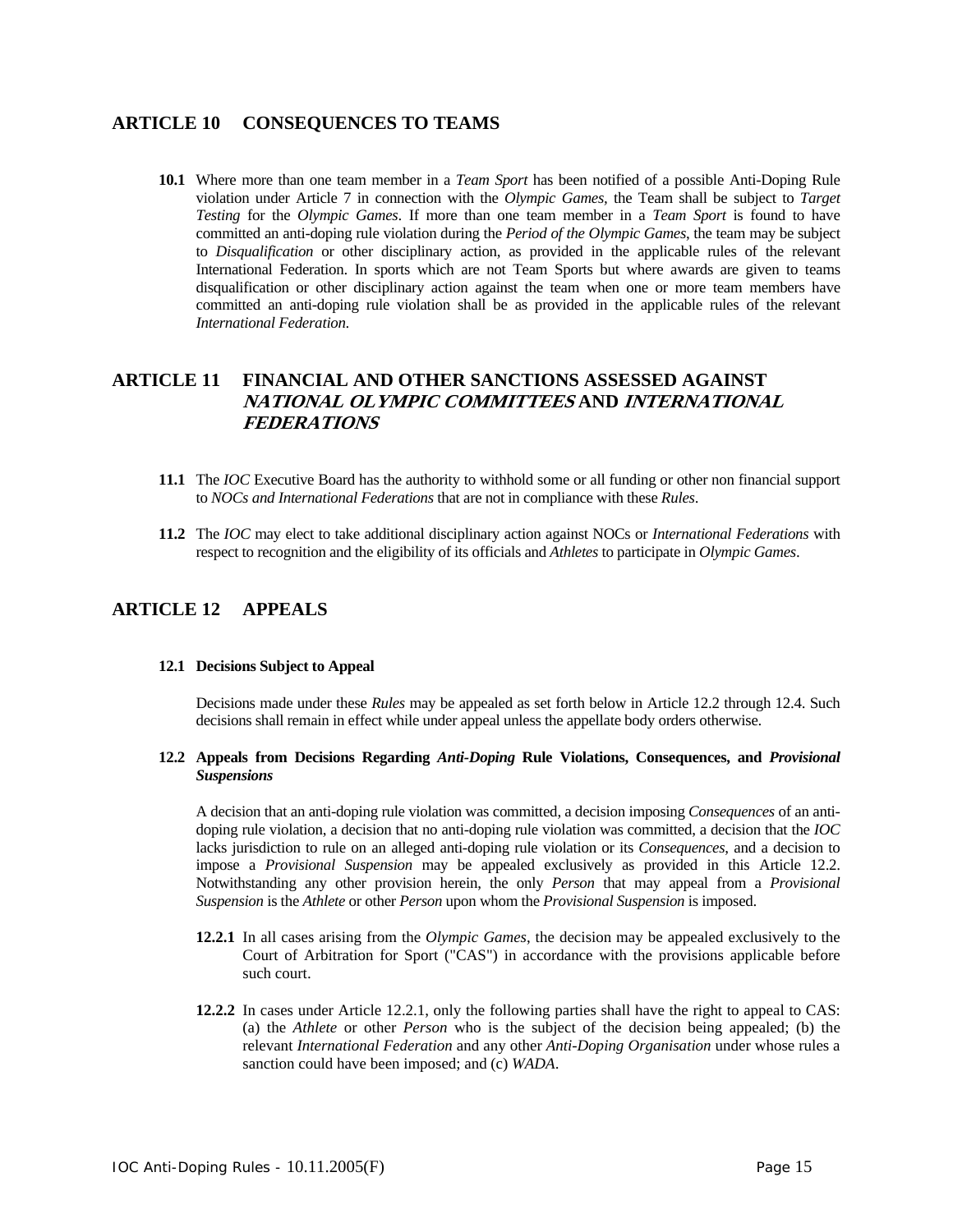## ARTICLE 10 CONSEQUENCES TO TEAMS

**10.1** Where more than one team member in a *Team Sport* has been notified of a possible Anti-Doping Rule violation under Article 7 in connection with the *Olympic Games*, the Team shall be subject to *Target Testing* for the *Olympic Games*. If more than one team member in a *Team Sport* is found to have committed an anti-doping rule violation during the *Period of the Olympic Games*, the team may be subject to *Disqualification* or other disciplinary action, as provided in the applicable rules of the relevant International Federation. In sports which are not Team Sports but where awards are given to teams disqualification or other disciplinary action against the team when one or more team members have committed an anti-doping rule violation shall be as provided in the applicable rules of the relevant *International Federation.*

## ARTICLE 11 FINANCIAL AND OTHER SANCTIONS ASSESSED AGAINST *NATIONAL OLYMPIC COMMITTEES* AND *INTERNATIONAL FEDERATIONS*

**11.1** The *IOC* Executive Board has the authority to withhold some or all funding or other non financial support to *NOCs and International Federations* that are not in compliance with these *Rules*.

**11.2** The *IOC* may elect to take additional disciplinary action against NOCs or *International Federations* with respect to recognition and the eligibility of its officials and *Athletes* to participate in *Olympic Games*.

## ARTICLE 12 APPEALS

### 12.1 Decisions Subject to Appeal

Decisions made under these *Rules* may be appealed as set forth below in Article 12.2 through 12.4. Such decisions shall remain in effect while under appeal unless the appellate body orders otherwise.

### 12.2 Appeals from Decisions Regarding *Anti-Doping* Rule Violations, Consequences, and *Provisional Suspensions*

A decision that an anti-doping rule violation was committed, a decision imposing *Consequences* of an anti-doping rule violation, a decision that no anti-doping rule violation was committed, a decision that the *IOC* lacks jurisdiction to rule on an alleged anti-doping rule violation or its *Consequences*, and a decision to impose a *Provisional Suspension* may be appealed exclusively as provided in this Article 12.2. Notwithstanding any other provision herein, the only *Person* that may appeal from a *Provisional Suspension* is the *Athlete* or other *Person* upon whom the *Provisional Suspension* is imposed.

**12.2.1** In all cases arising from the *Olympic Games*, the decision may be appealed exclusively to the Court of Arbitration for Sport ("CAS") in accordance with the provisions applicable before such court.

**12.2.2** In cases under Article 12.2.1, only the following parties shall have the right to appeal to CAS: (a) the *Athlete* or other *Person* who is the subject of the decision being appealed; (b) the relevant *International Federation* and any other *Anti-Doping Organisation* under whose rules a sanction could have been imposed; and (c) *WADA*.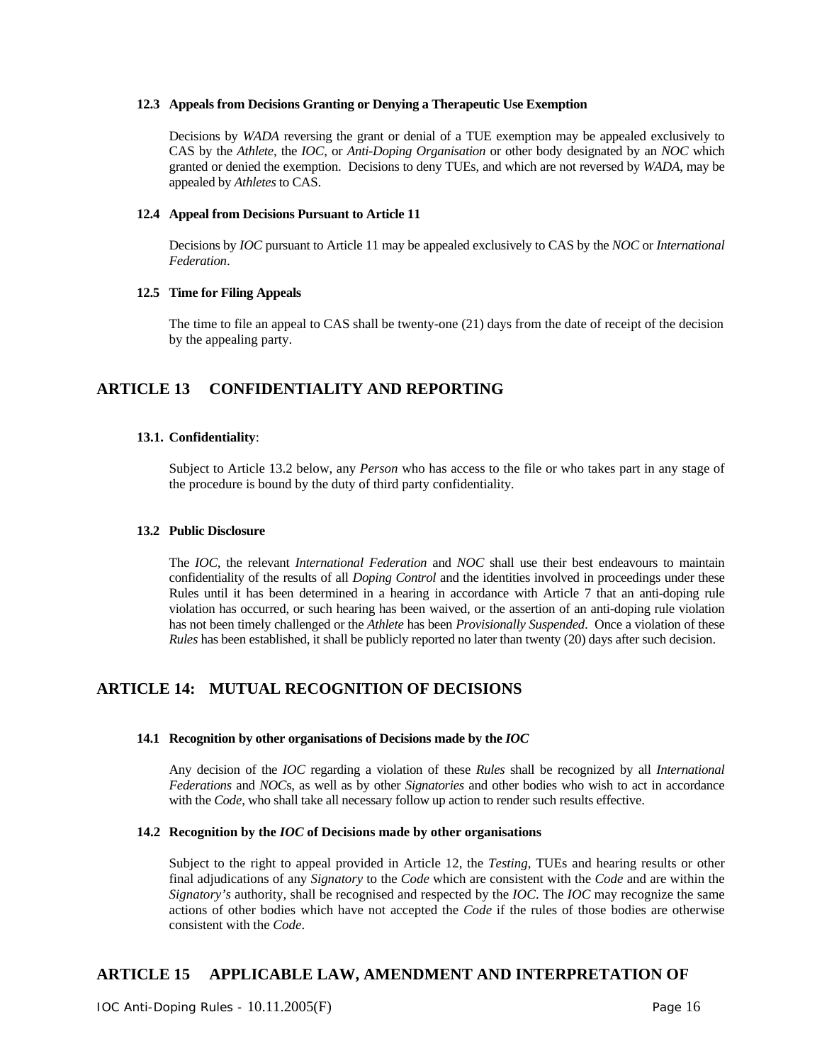### 12.3 Appeals from Decisions Granting or Denying a Therapeutic Use Exemption

Decisions by *WADA* reversing the grant or denial of a TUE exemption may be appealed exclusively to CAS by the *Athlete*, the *IOC*, or *Anti-Doping Organisation* or other body designated by an *NOC* which granted or denied the exemption. Decisions to deny TUEs, and which are not reversed by *WADA*, may be appealed by *Athletes* to CAS.

### 12.4 Appeal from Decisions Pursuant to Article 11

Decisions by *IOC* pursuant to Article 11 may be appealed exclusively to CAS by the *NOC* or *International Federation*.

### 12.5 Time for Filing Appeals

The time to file an appeal to CAS shall be twenty-one (21) days from the date of receipt of the decision by the appealing party.

## ARTICLE 13 CONFIDENTIALITY AND REPORTING

### 13.1. Confidentiality:

Subject to Article 13.2 below, any *Person* who has access to the file or who takes part in any stage of the procedure is bound by the duty of third party confidentiality.

### 13.2 Public Disclosure

The *IOC*, the relevant *International Federation* and *NOC* shall use their best endeavours to maintain confidentiality of the results of all *Doping Control* and the identities involved in proceedings under these Rules until it has been determined in a hearing in accordance with Article 7 that an anti-doping rule violation has occurred, or such hearing has been waived, or the assertion of an anti-doping rule violation has not been timely challenged or the *Athlete* has been *Provisionally Suspended*. Once a violation of these *Rules* has been established, it shall be publicly reported no later than twenty (20) days after such decision.

## ARTICLE 14: MUTUAL RECOGNITION OF DECISIONS

### 14.1 Recognition by other organisations of Decisions made by the *IOC*

Any decision of the *IOC* regarding a violation of these *Rules* shall be recognized by all *International Federations* and *NOC*s, as well as by other *Signatories* and other bodies who wish to act in accordance with the *Code*, who shall take all necessary follow up action to render such results effective.

### 14.2 Recognition by the *IOC* of Decisions made by other organisations

Subject to the right to appeal provided in Article 12, the *Testing*, TUEs and hearing results or other final adjudications of any *Signatory* to the *Code* which are consistent with the *Code* and are within the *Signatory's* authority, shall be recognised and respected by the *IOC*. The *IOC* may recognize the same actions of other bodies which have not accepted the *Code* if the rules of those bodies are otherwise consistent with the *Code*.

## ARTICLE 15 APPLICABLE LAW, AMENDMENT AND INTERPRETATION OF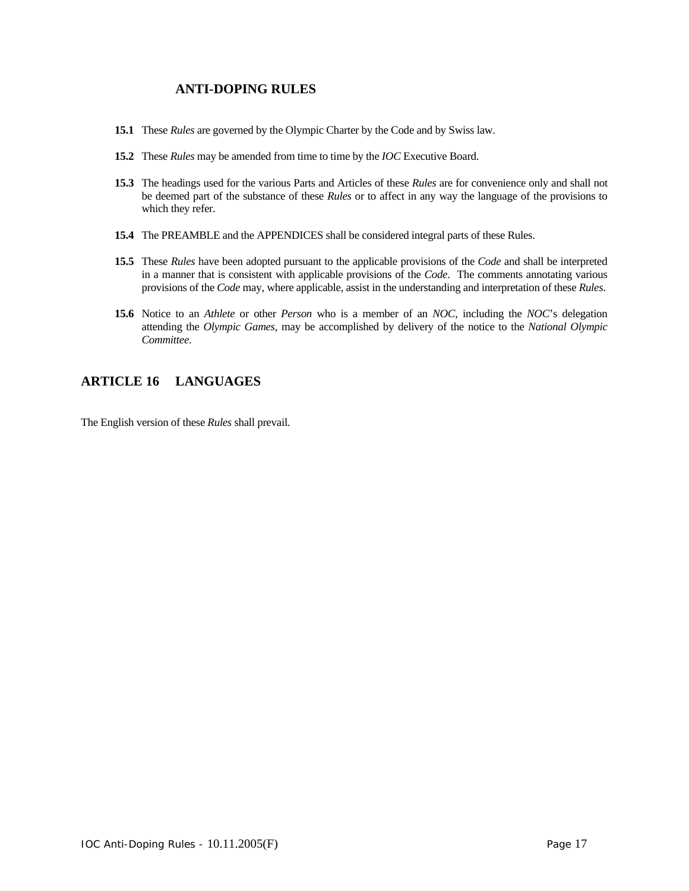### ANTI-DOPING RULES

**15.1** These *Rules* are governed by the Olympic Charter by the Code and by Swiss law.

**15.2** These *Rules* may be amended from time to time by the *IOC* Executive Board.

**15.3** The headings used for the various Parts and Articles of these *Rules* are for convenience only and shall not be deemed part of the substance of these *Rules* or to affect in any way the language of the provisions to which they refer.

**15.4** The PREAMBLE and the APPENDICES shall be considered integral parts of these Rules.

**15.5** These *Rules* have been adopted pursuant to the applicable provisions of the *Code* and shall be interpreted in a manner that is consistent with applicable provisions of the *Code*. The comments annotating various provisions of the *Code* may, where applicable, assist in the understanding and interpretation of these *Rules*.

**15.6** Notice to an *Athlete* or other *Person* who is a member of an *NOC*, including the *NOC*'s delegation attending the *Olympic Games*, may be accomplished by delivery of the notice to the *National Olympic Committee*.

## ARTICLE 16 LANGUAGES

The English version of these *Rules* shall prevail.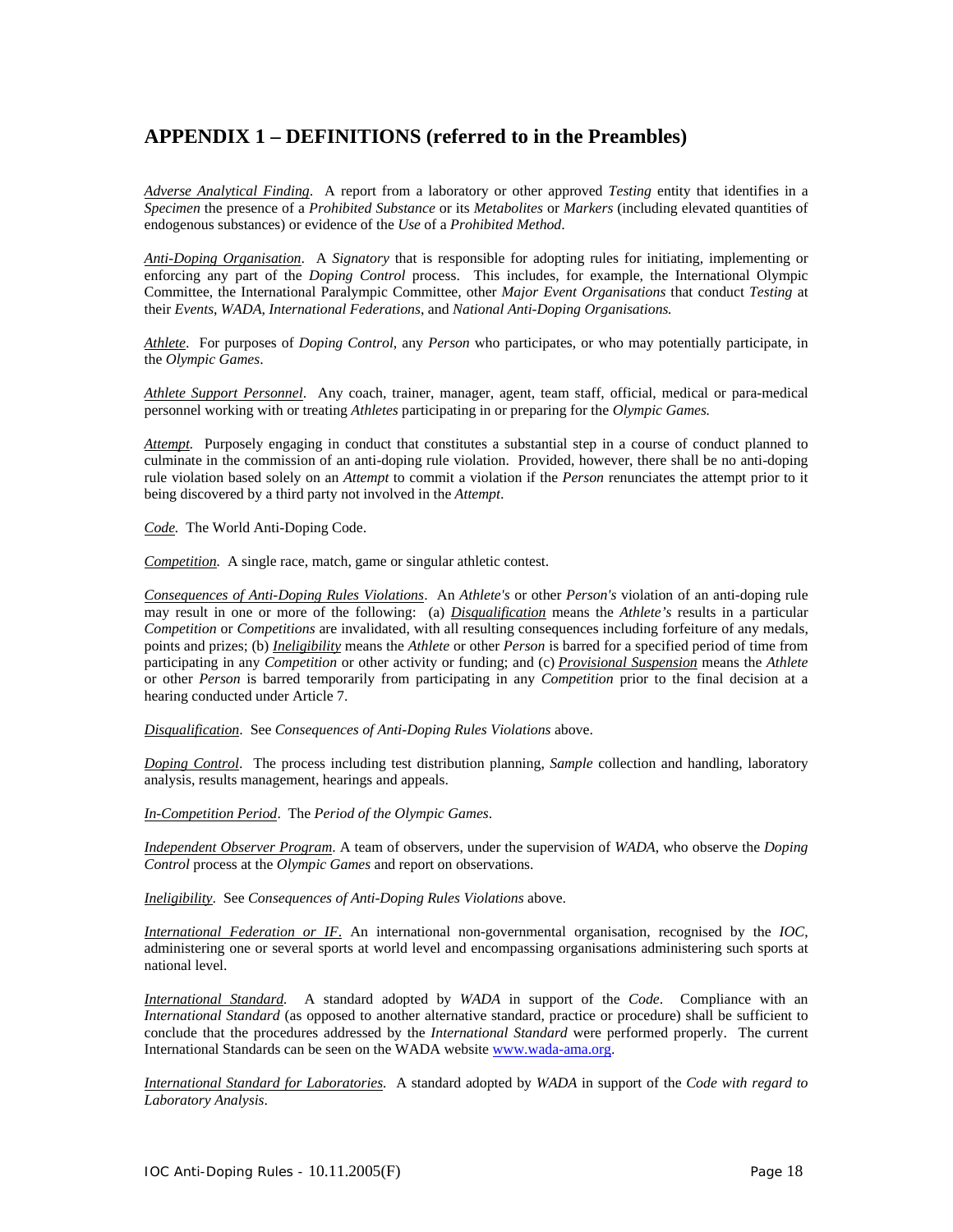## APPENDIX 1 – DEFINITIONS (referred to in the Preambles)

*Adverse Analytical Finding*. A report from a laboratory or other approved *Testing* entity that identifies in a *Specimen* the presence of a *Prohibited Substance* or its *Metabolites* or *Markers* (including elevated quantities of endogenous substances) or evidence of the *Use* of a *Prohibited Method*.

*Anti-Doping Organisation*. A *Signatory* that is responsible for adopting rules for initiating, implementing or enforcing any part of the *Doping Control* process. This includes, for example, the International Olympic Committee, the International Paralympic Committee, other *Major Event Organisations* that conduct *Testing* at their *Events*, *WADA*, *International Federations*, and *National Anti-Doping Organisations.*

*Athlete*. For purposes of *Doping Control*, any *Person* who participates, or who may potentially participate, in the *Olympic Games*.

*Athlete Support Personnel*. Any coach, trainer, manager, agent, team staff, official, medical or para-medical personnel working with or treating *Athletes* participating in or preparing for the *Olympic Games.*

*Attempt*. Purposely engaging in conduct that constitutes a substantial step in a course of conduct planned to culminate in the commission of an anti-doping rule violation. Provided, however, there shall be no anti-doping rule violation based solely on an *Attempt* to commit a violation if the *Person* renunciates the attempt prior to it being discovered by a third party not involved in the *Attempt*.

*Code.* The World Anti-Doping Code.

*Competition.* A single race, match, game or singular athletic contest.

*Consequences of Anti-Doping Rules Violations*. An *Athlete's* or other *Person's* violation of an anti-doping rule may result in one or more of the following: (a) *Disqualification* means the *Athlete's* results in a particular *Competition* or *Competitions* are invalidated, with all resulting consequences including forfeiture of any medals, points and prizes; (b) *Ineligibility* means the *Athlete* or other *Person* is barred for a specified period of time from participating in any *Competition* or other activity or funding; and (c) *Provisional Suspension* means the *Athlete* or other *Person* is barred temporarily from participating in any *Competition* prior to the final decision at a hearing conducted under Article 7.

*Disqualification*. See *Consequences of Anti-Doping Rules Violations* above.

*Doping Control*. The process including test distribution planning, *Sample* collection and handling, laboratory analysis, results management, hearings and appeals.

*In-Competition Period*. The *Period of the Olympic Games*.

*Independent Observer Program*. A team of observers, under the supervision of *WADA*, who observe the *Doping Control* process at the *Olympic Games* and report on observations.

*Ineligibility*. See *Consequences of Anti-Doping Rules Violations* above.

*International Federation or IF*. An international non-governmental organisation, recognised by the *IOC*, administering one or several sports at world level and encompassing organisations administering such sports at national level.

*International Standard.* A standard adopted by *WADA* in support of the *Code*. Compliance with an *International Standard* (as opposed to another alternative standard, practice or procedure) shall be sufficient to conclude that the procedures addressed by the *International Standard* were performed properly. The current International Standards can be seen on the WADA website www.wada-ama.org.

*International Standard for Laboratories.* A standard adopted by *WADA* in support of the *Code with regard to Laboratory Analysis*.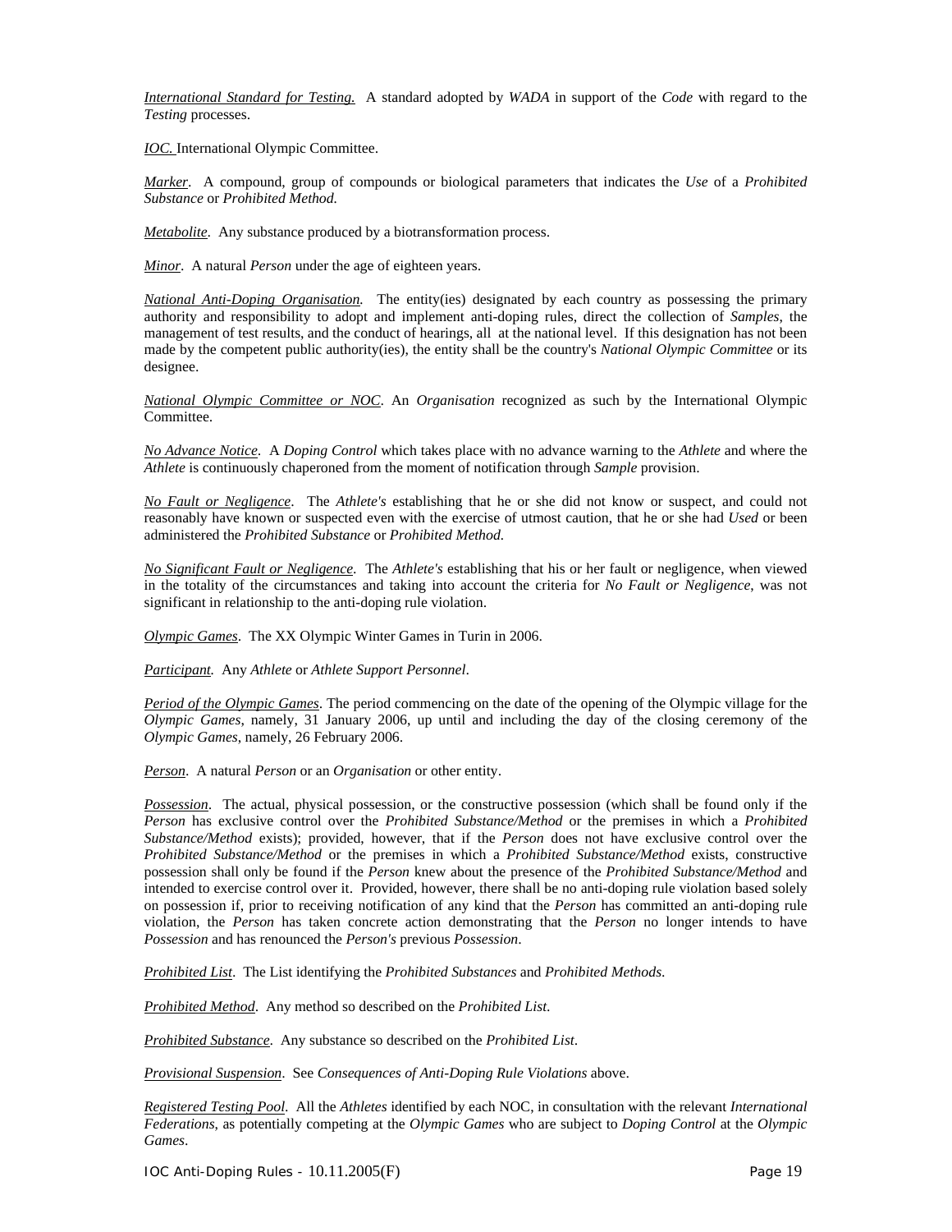*International Standard for Testing.* A standard adopted by *WADA* in support of the *Code* with regard to the *Testing* processes.

*IOC.* International Olympic Committee.

*Marker*. A compound, group of compounds or biological parameters that indicates the *Use* of a *Prohibited Substance* or *Prohibited Method.*

*Metabolite*. Any substance produced by a biotransformation process.

*Minor*. A natural *Person* under the age of eighteen years.

*National Anti-Doping Organisation.* The entity(ies) designated by each country as possessing the primary authority and responsibility to adopt and implement anti-doping rules, direct the collection of *Samples*, the management of test results, and the conduct of hearings, all at the national level. If this designation has not been made by the competent public authority(ies), the entity shall be the country's *National Olympic Committee* or its designee.

*National Olympic Committee or NOC*. An *Organisation* recognized as such by the International Olympic Committee.

*No Advance Notice*. A *Doping Control* which takes place with no advance warning to the *Athlete* and where the *Athlete* is continuously chaperoned from the moment of notification through *Sample* provision.

*No Fault or Negligence*. The *Athlete's* establishing that he or she did not know or suspect, and could not reasonably have known or suspected even with the exercise of utmost caution, that he or she had *Used* or been administered the *Prohibited Substance* or *Prohibited Method.*

*No Significant Fault or Negligence*. The *Athlete's* establishing that his or her fault or negligence, when viewed in the totality of the circumstances and taking into account the criteria for *No Fault or Negligence*, was not significant in relationship to the anti-doping rule violation.

*Olympic Games*. The XX Olympic Winter Games in Turin in 2006.

*Participant.* Any *Athlete* or *Athlete Support Personnel*.

*Period of the Olympic Games*. The period commencing on the date of the opening of the Olympic village for the *Olympic Games*, namely, 31 January 2006, up until and including the day of the closing ceremony of the *Olympic Games*, namely, 26 February 2006.

*Person*. A natural *Person* or an *Organisation* or other entity.

*Possession*. The actual, physical possession, or the constructive possession (which shall be found only if the *Person* has exclusive control over the *Prohibited Substance/Method* or the premises in which a *Prohibited Substance/Method* exists); provided, however, that if the *Person* does not have exclusive control over the *Prohibited Substance/Method* or the premises in which a *Prohibited Substance/Method* exists, constructive possession shall only be found if the *Person* knew about the presence of the *Prohibited Substance/Method* and intended to exercise control over it. Provided, however, there shall be no anti-doping rule violation based solely on possession if, prior to receiving notification of any kind that the *Person* has committed an anti-doping rule violation, the *Person* has taken concrete action demonstrating that the *Person* no longer intends to have *Possession* and has renounced the *Person's* previous *Possession*.

*Prohibited List*. The List identifying the *Prohibited Substances* and *Prohibited Methods*.

*Prohibited Method*. Any method so described on the *Prohibited List*.

*Prohibited Substance*. Any substance so described on the *Prohibited List*.

*Provisional Suspension*. See *Consequences of Anti-Doping Rule Violations* above.

*Registered Testing Pool*. All the *Athletes* identified by each NOC, in consultation with the relevant *International Federations*, as potentially competing at the *Olympic Games* who are subject to *Doping Control* at the *Olympic Games*.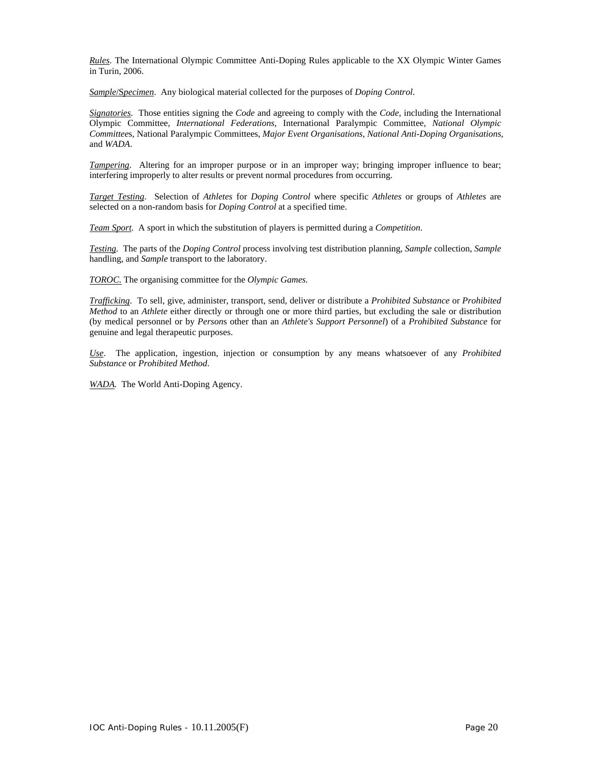*Rules*. The International Olympic Committee Anti-Doping Rules applicable to the XX Olympic Winter Games in Turin, 2006.

*Sample*/*Specimen*. Any biological material collected for the purposes of *Doping Control*.

*Signatories.* Those entities signing the *Code* and agreeing to comply with the *Code*, including the International Olympic Committee, *International Federations*, International Paralympic Committee, *National Olympic Committees*, National Paralympic Committees, *Major Event Organisations*, *National Anti-Doping Organisations*, and *WADA*.

*Tampering*. Altering for an improper purpose or in an improper way; bringing improper influence to bear; interfering improperly to alter results or prevent normal procedures from occurring.

*Target Testing*. Selection of *Athletes* for *Doping Control* where specific *Athletes* or groups of *Athletes* are selected on a non-random basis for *Doping Control* at a specified time.

*Team Sport*. A sport in which the substitution of players is permitted during a *Competition*.

*Testing.* The parts of the *Doping Control* process involving test distribution planning, *Sample* collection, *Sample* handling, and *Sample* transport to the laboratory.

*TOROC.* The organising committee for the *Olympic Games.*

*Trafficking*. To sell, give, administer, transport, send, deliver or distribute a *Prohibited Substance* or *Prohibited Method* to an *Athlete* either directly or through one or more third parties, but excluding the sale or distribution (by medical personnel or by *Persons* other than an *Athlete's Support Personnel*) of a *Prohibited Substance* for genuine and legal therapeutic purposes.

*Use*. The application, ingestion, injection or consumption by any means whatsoever of any *Prohibited Substance* or *Prohibited Method*.

*WADA.* The World Anti-Doping Agency.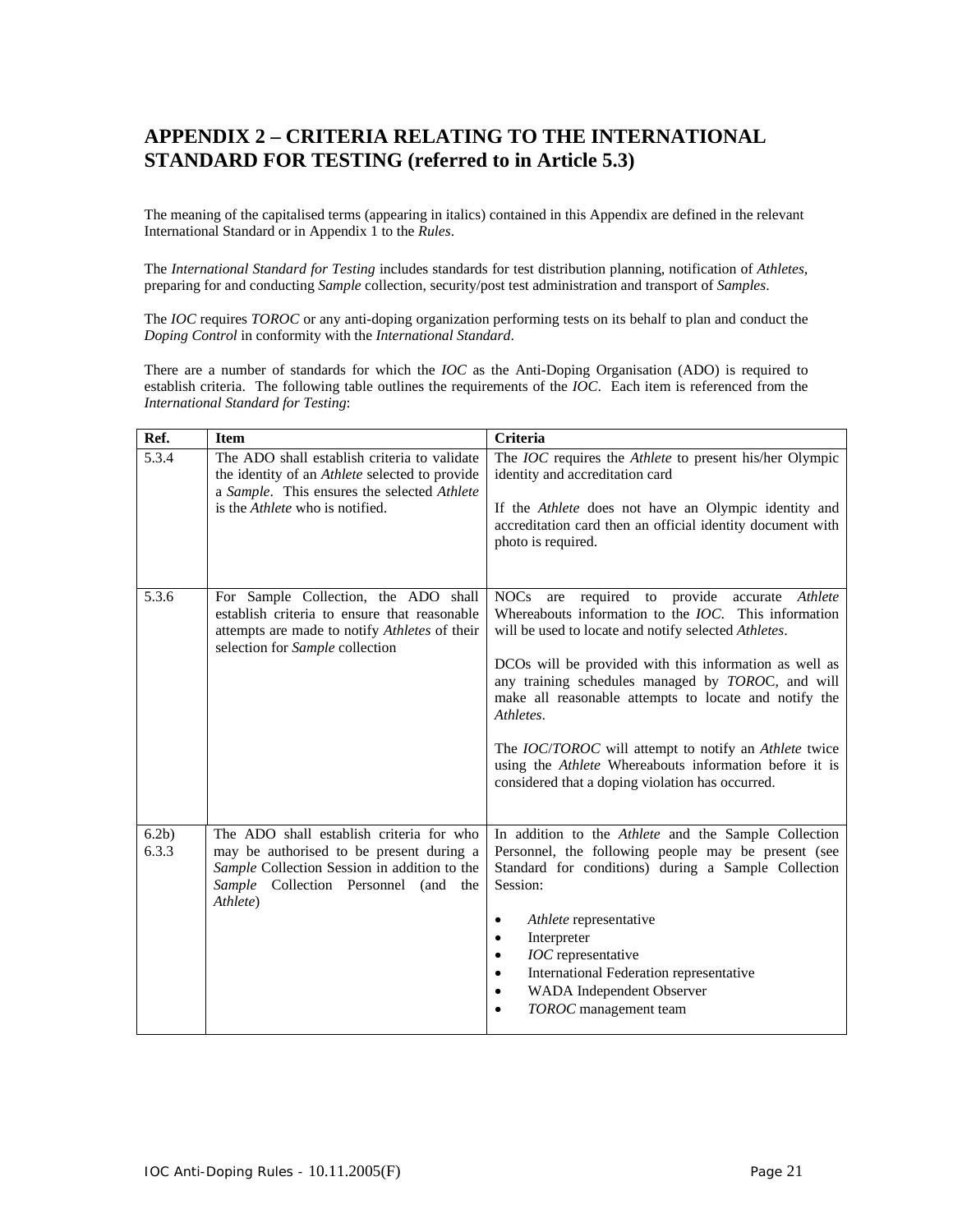## APPENDIX 2 – CRITERIA RELATING TO THE INTERNATIONAL STANDARD FOR TESTING (referred to in Article 5.3)

The meaning of the capitalised terms (appearing in italics) contained in this Appendix are defined in the relevant International Standard or in Appendix 1 to the *Rules*.

The *International Standard for Testing* includes standards for test distribution planning, notification of *Athletes*, preparing for and conducting *Sample* collection, security/post test administration and transport of *Samples*.

The *IOC* requires *TOROC* or any anti-doping organization performing tests on its behalf to plan and conduct the *Doping Control* in conformity with the *International Standard*.

There are a number of standards for which the *IOC* as the Anti-Doping Organisation (ADO) is required to establish criteria. The following table outlines the requirements of the *IOC*. Each item is referenced from the *International Standard for Testing*:

| Ref. | Item | Criteria |
|---|---|---|
| 5.3.4 | The ADO shall establish criteria to validate the identity of an *Athlete* selected to provide a *Sample*. This ensures the selected *Athlete* is the *Athlete* who is notified. | The *IOC* requires the *Athlete* to present his/her Olympic identity and accreditation card<br><br>If the *Athlete* does not have an Olympic identity and accreditation card then an official identity document with photo is required. |
| 5.3.6 | For Sample Collection, the ADO shall establish criteria to ensure that reasonable attempts are made to notify *Athletes* of their selection for *Sample* collection | NOCs are required to provide accurate *Athlete* Whereabouts information to the *IOC*. This information will be used to locate and notify selected *Athletes*.<br><br>DCOs will be provided with this information as well as any training schedules managed by *TOROC*, and will make all reasonable attempts to locate and notify the *Athletes*.<br><br>The *IOC*/*TOROC* will attempt to notify an *Athlete* twice using the *Athlete* Whereabouts information before it is considered that a doping violation has occurred. |
| 6.2b)<br>6.3.3 | The ADO shall establish criteria for who may be authorised to be present during a *Sample* Collection Session in addition to the *Sample* Collection Personnel (and the *Athlete*) | In addition to the *Athlete* and the Sample Collection Personnel, the following people may be present (see Standard for conditions) during a Sample Collection Session:<br><br>• *Athlete* representative<br>• Interpreter<br>• *IOC* representative<br>• International Federation representative<br>• WADA Independent Observer<br>• *TOROC* management team |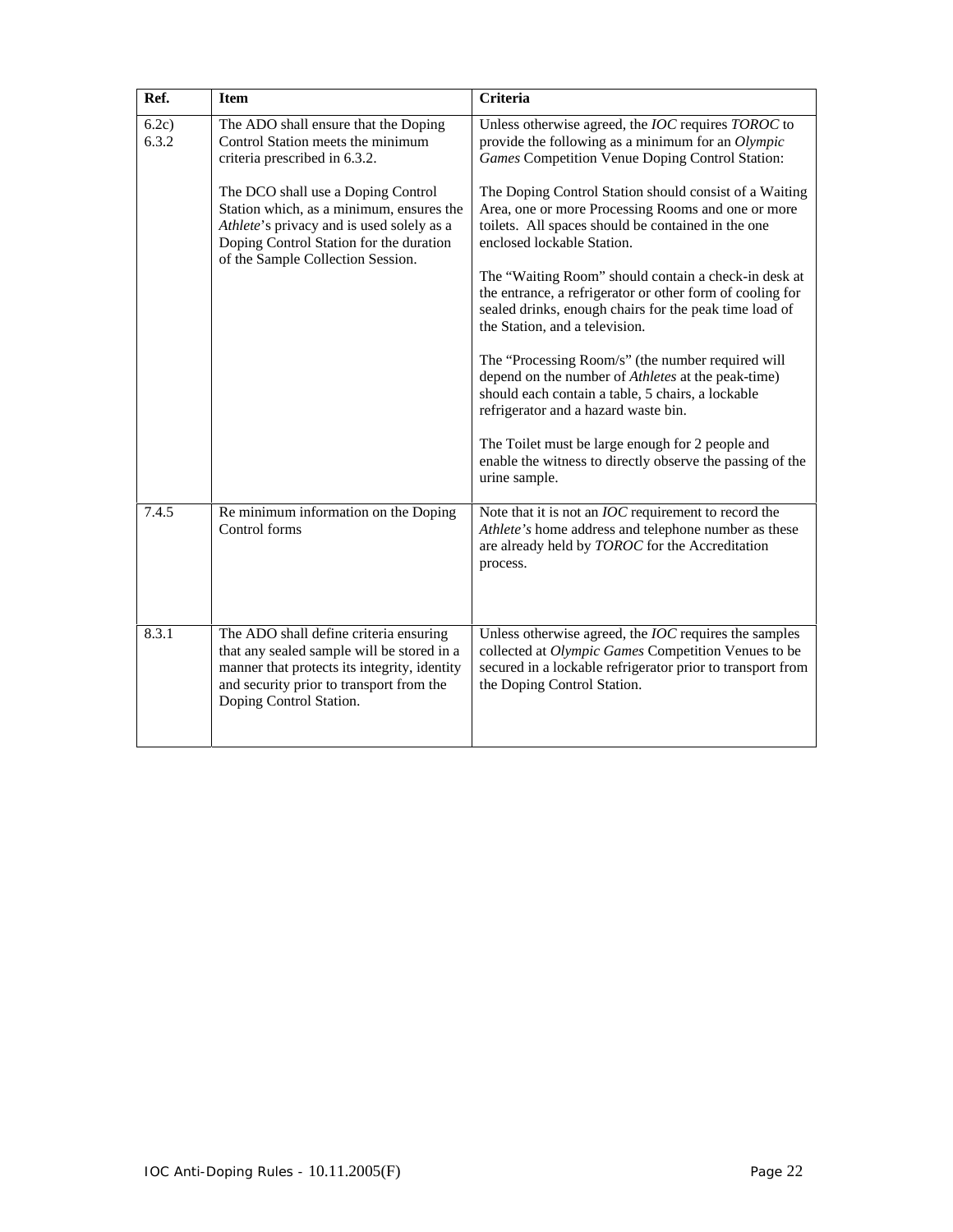| Ref. | Item | Criteria |
|---|---|---|
| 6.2c)<br>6.3.2 | The ADO shall ensure that the Doping Control Station meets the minimum criteria prescribed in 6.3.2.<br><br>The DCO shall use a Doping Control Station which, as a minimum, ensures the *Athlete*'s privacy and is used solely as a Doping Control Station for the duration of the Sample Collection Session. | Unless otherwise agreed, the *IOC* requires *TOROC* to provide the following as a minimum for an *Olympic Games* Competition Venue Doping Control Station:<br><br>The Doping Control Station should consist of a Waiting Area, one or more Processing Rooms and one or more toilets. All spaces should be contained in the one enclosed lockable Station.<br><br>The "Waiting Room" should contain a check-in desk at the entrance, a refrigerator or other form of cooling for sealed drinks, enough chairs for the peak time load of the Station, and a television.<br><br>The "Processing Room/s" (the number required will depend on the number of *Athletes* at the peak-time) should each contain a table, 5 chairs, a lockable refrigerator and a hazard waste bin.<br><br>The Toilet must be large enough for 2 people and enable the witness to directly observe the passing of the urine sample. |
| 7.4.5 | Re minimum information on the Doping Control forms | Note that it is not an *IOC* requirement to record the *Athlete's* home address and telephone number as these are already held by *TOROC* for the Accreditation process. |
| 8.3.1 | The ADO shall define criteria ensuring that any sealed sample will be stored in a manner that protects its integrity, identity and security prior to transport from the Doping Control Station. | Unless otherwise agreed, the *IOC* requires the samples collected at *Olympic Games* Competition Venues to be secured in a lockable refrigerator prior to transport from the Doping Control Station. |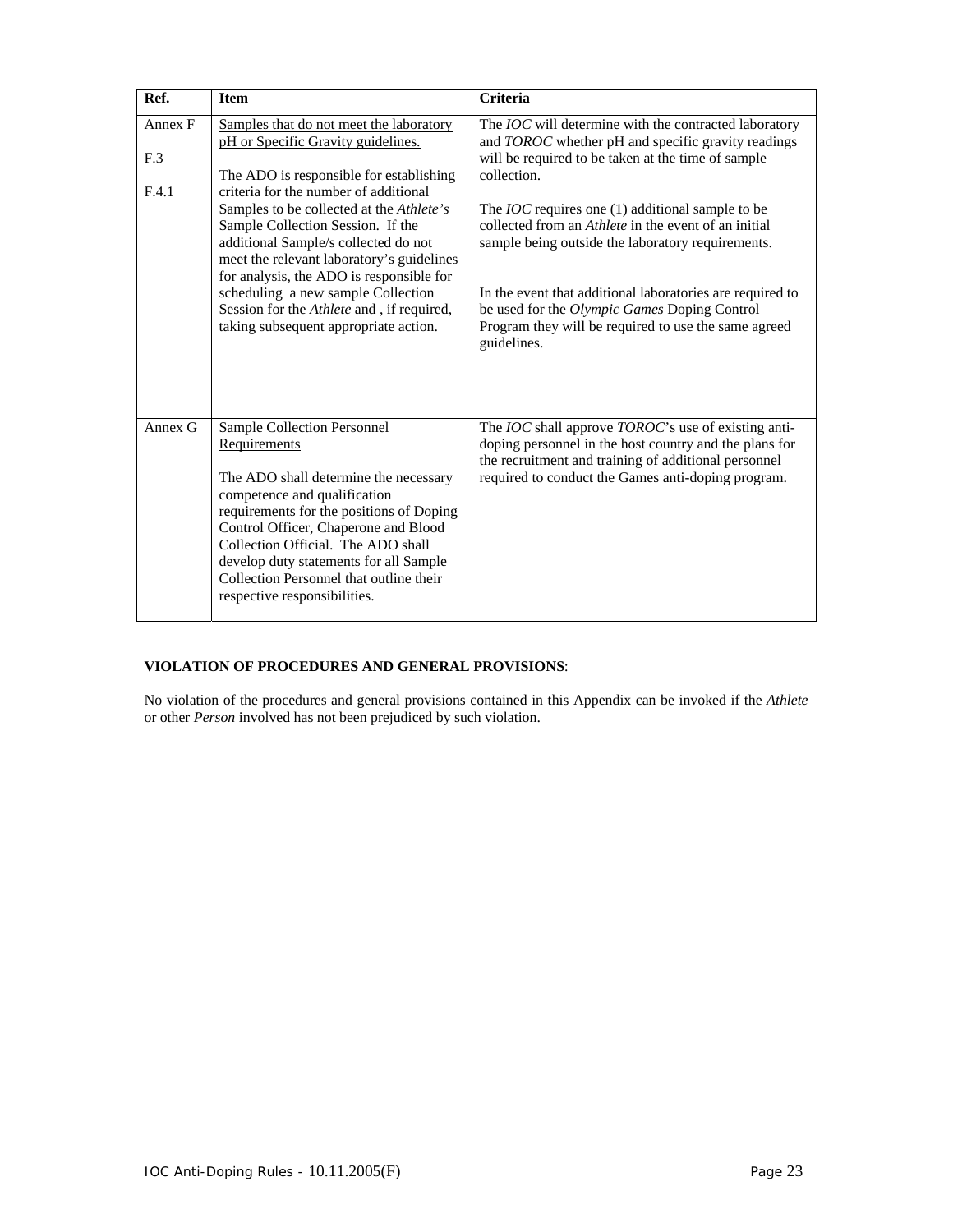| Ref. | Item | Criteria |
|---|---|---|
| Annex F<br><br>F.3<br><br>F.4.1 | Samples that do not meet the laboratory pH or Specific Gravity guidelines.<br><br>The ADO is responsible for establishing criteria for the number of additional Samples to be collected at the *Athlete's* Sample Collection Session. If the additional Sample/s collected do not meet the relevant laboratory's guidelines for analysis, the ADO is responsible for scheduling a new sample Collection Session for the *Athlete* and , if required, taking subsequent appropriate action. | The *IOC* will determine with the contracted laboratory and *TOROC* whether pH and specific gravity readings will be required to be taken at the time of sample collection.<br><br>The *IOC* requires one (1) additional sample to be collected from an *Athlete* in the event of an initial sample being outside the laboratory requirements.<br><br>In the event that additional laboratories are required to be used for the *Olympic Games* Doping Control Program they will be required to use the same agreed guidelines. |
| Annex G | Sample Collection Personnel Requirements<br><br>The ADO shall determine the necessary competence and qualification requirements for the positions of Doping Control Officer, Chaperone and Blood Collection Official. The ADO shall develop duty statements for all Sample Collection Personnel that outline their respective responsibilities. | The *IOC* shall approve *TOROC*'s use of existing anti-doping personnel in the host country and the plans for the recruitment and training of additional personnel required to conduct the Games anti-doping program. |

**VIOLATION OF PROCEDURES AND GENERAL PROVISIONS**:

No violation of the procedures and general provisions contained in this Appendix can be invoked if the *Athlete* or other *Person* involved has not been prejudiced by such violation.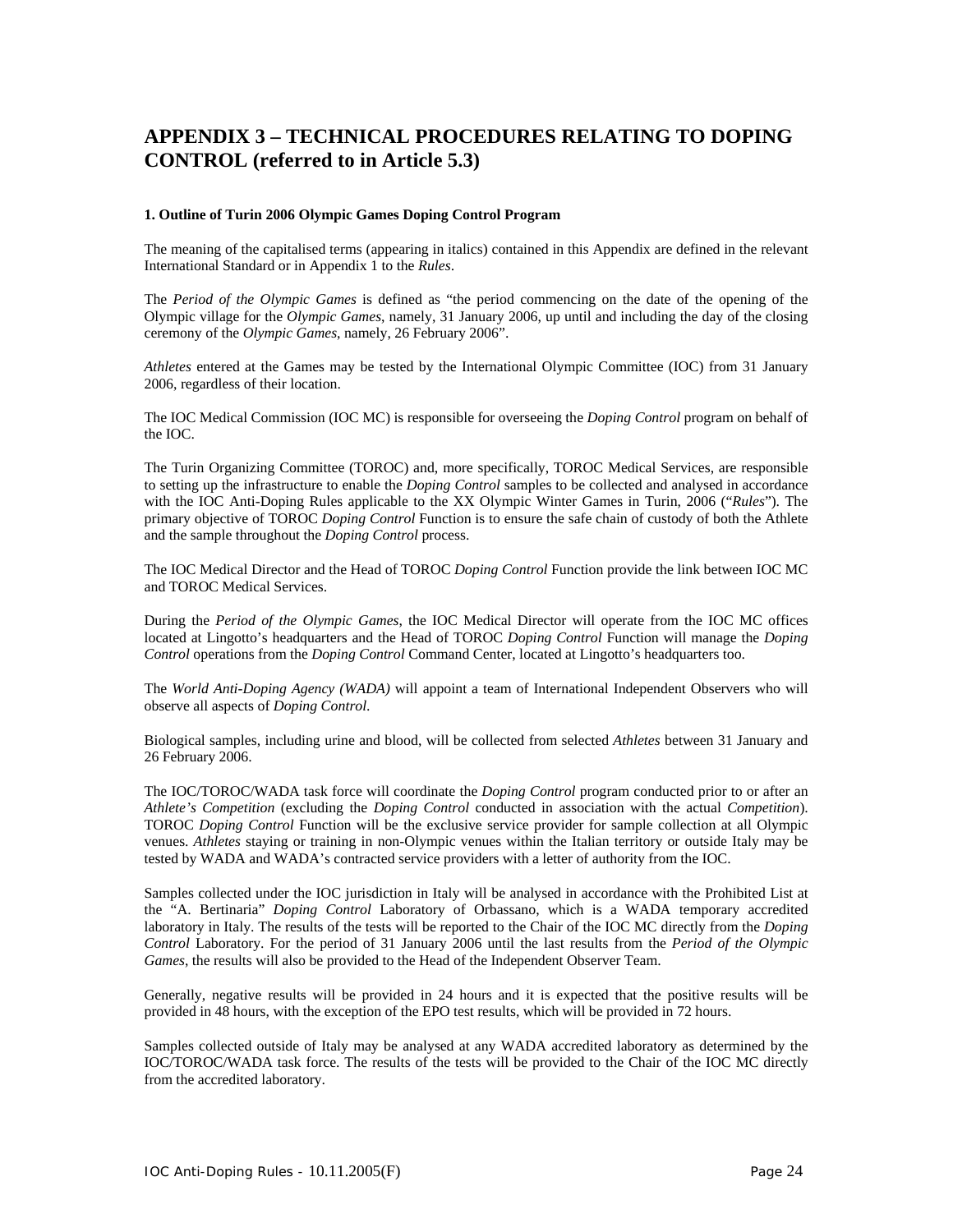# APPENDIX 3 – TECHNICAL PROCEDURES RELATING TO DOPING CONTROL (referred to in Article 5.3)

### 1. Outline of Turin 2006 Olympic Games Doping Control Program

The meaning of the capitalised terms (appearing in italics) contained in this Appendix are defined in the relevant International Standard or in Appendix 1 to the *Rules*.

The *Period of the Olympic Games* is defined as "the period commencing on the date of the opening of the Olympic village for the *Olympic Games*, namely, 31 January 2006, up until and including the day of the closing ceremony of the *Olympic Games*, namely, 26 February 2006".

*Athletes* entered at the Games may be tested by the International Olympic Committee (IOC) from 31 January 2006, regardless of their location.

The IOC Medical Commission (IOC MC) is responsible for overseeing the *Doping Control* program on behalf of the IOC.

The Turin Organizing Committee (TOROC) and, more specifically, TOROC Medical Services, are responsible to setting up the infrastructure to enable the *Doping Control* samples to be collected and analysed in accordance with the IOC Anti-Doping Rules applicable to the XX Olympic Winter Games in Turin, 2006 ("*Rules*"). The primary objective of TOROC *Doping Control* Function is to ensure the safe chain of custody of both the Athlete and the sample throughout the *Doping Control* process.

The IOC Medical Director and the Head of TOROC *Doping Control* Function provide the link between IOC MC and TOROC Medical Services.

During the *Period of the Olympic Games*, the IOC Medical Director will operate from the IOC MC offices located at Lingotto's headquarters and the Head of TOROC *Doping Control* Function will manage the *Doping Control* operations from the *Doping Control* Command Center, located at Lingotto's headquarters too.

The *World Anti-Doping Agency (WADA)* will appoint a team of International Independent Observers who will observe all aspects of *Doping Control*.

Biological samples, including urine and blood, will be collected from selected *Athletes* between 31 January and 26 February 2006.

The IOC/TOROC/WADA task force will coordinate the *Doping Control* program conducted prior to or after an *Athlete's Competition* (excluding the *Doping Control* conducted in association with the actual *Competition*). TOROC *Doping Control* Function will be the exclusive service provider for sample collection at all Olympic venues. *Athletes* staying or training in non-Olympic venues within the Italian territory or outside Italy may be tested by WADA and WADA's contracted service providers with a letter of authority from the IOC.

Samples collected under the IOC jurisdiction in Italy will be analysed in accordance with the Prohibited List at the "A. Bertinaria" *Doping Control* Laboratory of Orbassano, which is a WADA temporary accredited laboratory in Italy. The results of the tests will be reported to the Chair of the IOC MC directly from the *Doping Control* Laboratory. For the period of 31 January 2006 until the last results from the *Period of the Olympic Games*, the results will also be provided to the Head of the Independent Observer Team.

Generally, negative results will be provided in 24 hours and it is expected that the positive results will be provided in 48 hours, with the exception of the EPO test results, which will be provided in 72 hours.

Samples collected outside of Italy may be analysed at any WADA accredited laboratory as determined by the IOC/TOROC/WADA task force. The results of the tests will be provided to the Chair of the IOC MC directly from the accredited laboratory.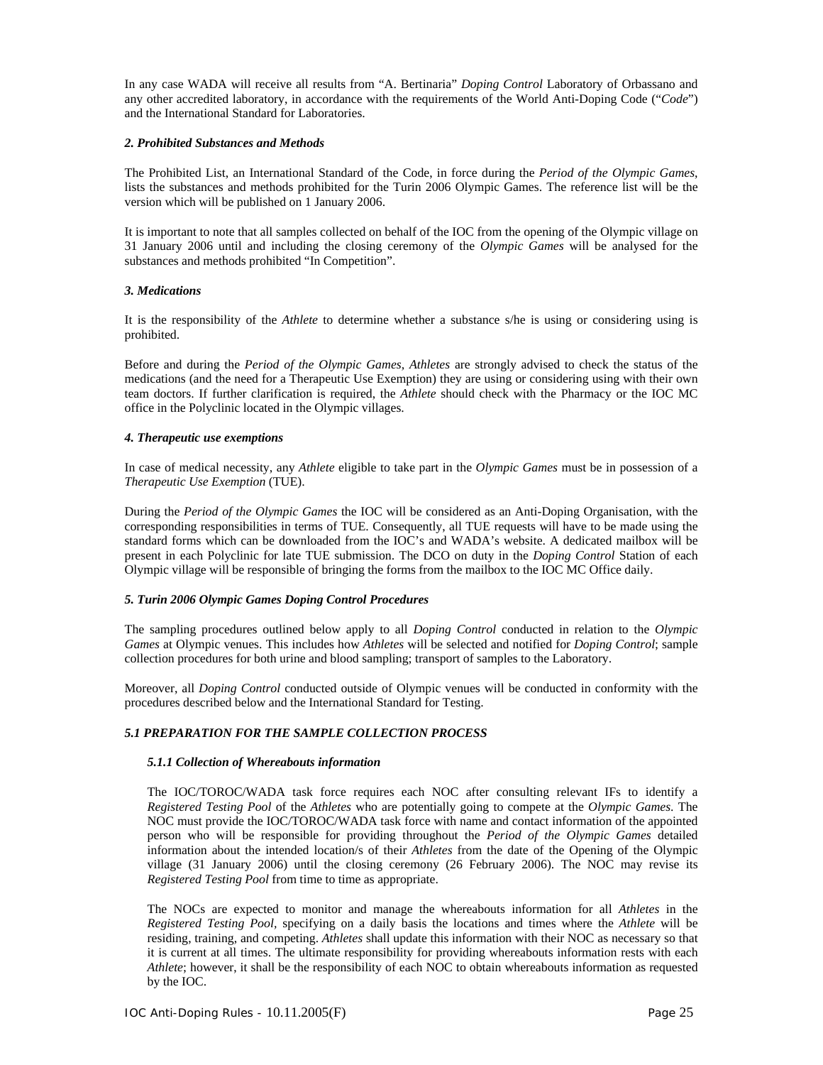In any case WADA will receive all results from "A. Bertinaria" *Doping Control* Laboratory of Orbassano and any other accredited laboratory, in accordance with the requirements of the World Anti-Doping Code ("*Code*") and the International Standard for Laboratories.

#### *2. Prohibited Substances and Methods*

The Prohibited List, an International Standard of the Code, in force during the *Period of the Olympic Games*, lists the substances and methods prohibited for the Turin 2006 Olympic Games. The reference list will be the version which will be published on 1 January 2006.

It is important to note that all samples collected on behalf of the IOC from the opening of the Olympic village on 31 January 2006 until and including the closing ceremony of the *Olympic Games* will be analysed for the substances and methods prohibited "In Competition".

#### *3. Medications*

It is the responsibility of the *Athlete* to determine whether a substance s/he is using or considering using is prohibited.

Before and during the *Period of the Olympic Games*, *Athletes* are strongly advised to check the status of the medications (and the need for a Therapeutic Use Exemption) they are using or considering using with their own team doctors. If further clarification is required, the *Athlete* should check with the Pharmacy or the IOC MC office in the Polyclinic located in the Olympic villages.

#### *4. Therapeutic use exemptions*

In case of medical necessity, any *Athlete* eligible to take part in the *Olympic Games* must be in possession of a *Therapeutic Use Exemption* (TUE).

During the *Period of the Olympic Games* the IOC will be considered as an Anti-Doping Organisation, with the corresponding responsibilities in terms of TUE. Consequently, all TUE requests will have to be made using the standard forms which can be downloaded from the IOC's and WADA's website. A dedicated mailbox will be present in each Polyclinic for late TUE submission. The DCO on duty in the *Doping Control* Station of each Olympic village will be responsible of bringing the forms from the mailbox to the IOC MC Office daily.

#### *5. Turin 2006 Olympic Games Doping Control Procedures*

The sampling procedures outlined below apply to all *Doping Control* conducted in relation to the *Olympic Games* at Olympic venues. This includes how *Athletes* will be selected and notified for *Doping Control*; sample collection procedures for both urine and blood sampling; transport of samples to the Laboratory.

Moreover, all *Doping Control* conducted outside of Olympic venues will be conducted in conformity with the procedures described below and the International Standard for Testing.

#### *5.1 PREPARATION FOR THE SAMPLE COLLECTION PROCESS*

##### *5.1.1 Collection of Whereabouts information*

The IOC/TOROC/WADA task force requires each NOC after consulting relevant IFs to identify a *Registered Testing Pool* of the *Athletes* who are potentially going to compete at the *Olympic Games*. The NOC must provide the IOC/TOROC/WADA task force with name and contact information of the appointed person who will be responsible for providing throughout the *Period of the Olympic Games* detailed information about the intended location/s of their *Athletes* from the date of the Opening of the Olympic village (31 January 2006) until the closing ceremony (26 February 2006). The NOC may revise its *Registered Testing Pool* from time to time as appropriate.

The NOCs are expected to monitor and manage the whereabouts information for all *Athletes* in the *Registered Testing Pool*, specifying on a daily basis the locations and times where the *Athlete* will be residing, training, and competing. *Athletes* shall update this information with their NOC as necessary so that it is current at all times. The ultimate responsibility for providing whereabouts information rests with each *Athlete*; however, it shall be the responsibility of each NOC to obtain whereabouts information as requested by the IOC.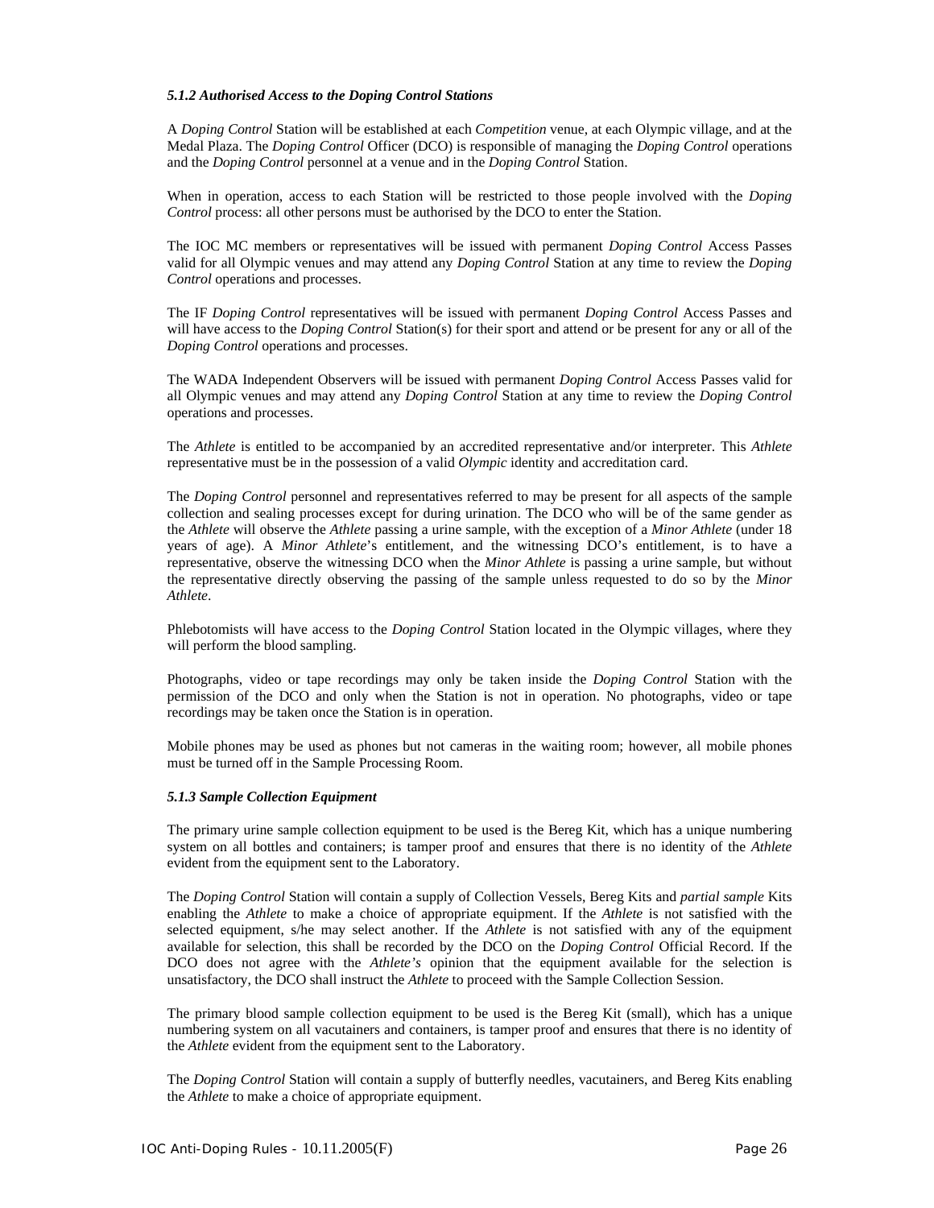#### *5.1.2 Authorised Access to the Doping Control Stations*

A *Doping Control* Station will be established at each *Competition* venue, at each Olympic village, and at the Medal Plaza. The *Doping Control* Officer (DCO) is responsible of managing the *Doping Control* operations and the *Doping Control* personnel at a venue and in the *Doping Control* Station.

When in operation, access to each Station will be restricted to those people involved with the *Doping Control* process: all other persons must be authorised by the DCO to enter the Station.

The IOC MC members or representatives will be issued with permanent *Doping Control* Access Passes valid for all Olympic venues and may attend any *Doping Control* Station at any time to review the *Doping Control* operations and processes.

The IF *Doping Control* representatives will be issued with permanent *Doping Control* Access Passes and will have access to the *Doping Control* Station(s) for their sport and attend or be present for any or all of the *Doping Control* operations and processes.

The WADA Independent Observers will be issued with permanent *Doping Control* Access Passes valid for all Olympic venues and may attend any *Doping Control* Station at any time to review the *Doping Control* operations and processes.

The *Athlete* is entitled to be accompanied by an accredited representative and/or interpreter. This *Athlete* representative must be in the possession of a valid *Olympic* identity and accreditation card.

The *Doping Control* personnel and representatives referred to may be present for all aspects of the sample collection and sealing processes except for during urination. The DCO who will be of the same gender as the *Athlete* will observe the *Athlete* passing a urine sample, with the exception of a *Minor Athlete* (under 18 years of age). A *Minor Athlete*'s entitlement, and the witnessing DCO's entitlement, is to have a representative, observe the witnessing DCO when the *Minor Athlete* is passing a urine sample, but without the representative directly observing the passing of the sample unless requested to do so by the *Minor Athlete*.

Phlebotomists will have access to the *Doping Control* Station located in the Olympic villages, where they will perform the blood sampling.

Photographs, video or tape recordings may only be taken inside the *Doping Control* Station with the permission of the DCO and only when the Station is not in operation. No photographs, video or tape recordings may be taken once the Station is in operation.

Mobile phones may be used as phones but not cameras in the waiting room; however, all mobile phones must be turned off in the Sample Processing Room.

#### *5.1.3 Sample Collection Equipment*

The primary urine sample collection equipment to be used is the Bereg Kit, which has a unique numbering system on all bottles and containers; is tamper proof and ensures that there is no identity of the *Athlete* evident from the equipment sent to the Laboratory.

The *Doping Control* Station will contain a supply of Collection Vessels, Bereg Kits and *partial sample* Kits enabling the *Athlete* to make a choice of appropriate equipment. If the *Athlete* is not satisfied with the selected equipment, s/he may select another. If the *Athlete* is not satisfied with any of the equipment available for selection, this shall be recorded by the DCO on the *Doping Control* Official Record. If the DCO does not agree with the *Athlete's* opinion that the equipment available for the selection is unsatisfactory, the DCO shall instruct the *Athlete* to proceed with the Sample Collection Session.

The primary blood sample collection equipment to be used is the Bereg Kit (small), which has a unique numbering system on all vacutainers and containers, is tamper proof and ensures that there is no identity of the *Athlete* evident from the equipment sent to the Laboratory.

The *Doping Control* Station will contain a supply of butterfly needles, vacutainers, and Bereg Kits enabling the *Athlete* to make a choice of appropriate equipment.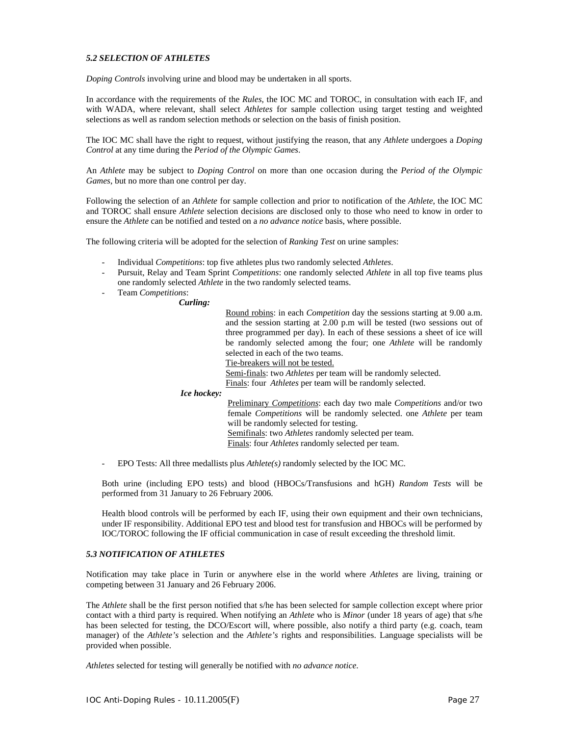### *5.2 SELECTION OF ATHLETES*

*Doping Controls* involving urine and blood may be undertaken in all sports.

In accordance with the requirements of the *Rules*, the IOC MC and TOROC, in consultation with each IF, and with WADA, where relevant, shall select *Athletes* for sample collection using target testing and weighted selections as well as random selection methods or selection on the basis of finish position.

The IOC MC shall have the right to request, without justifying the reason, that any *Athlete* undergoes a *Doping Control* at any time during the *Period of the Olympic Games*.

An *Athlete* may be subject to *Doping Control* on more than one occasion during the *Period of the Olympic Games*, but no more than one control per day.

Following the selection of an *Athlete* for sample collection and prior to notification of the *Athlete*, the IOC MC and TOROC shall ensure *Athlete* selection decisions are disclosed only to those who need to know in order to ensure the *Athlete* can be notified and tested on a *no advance notice* basis, where possible.

The following criteria will be adopted for the selection of *Ranking Test* on urine samples:

- Individual *Competitions*: top five athletes plus two randomly selected *Athletes*.
- Pursuit, Relay and Team Sprint *Competitions*: one randomly selected *Athlete* in all top five teams plus one randomly selected *Athlete* in the two randomly selected teams.
- Team *Competitions*:

  ***Curling:***

  Round robins: in each *Competition* day the sessions starting at 9.00 a.m. and the session starting at 2.00 p.m will be tested (two sessions out of three programmed per day). In each of these sessions a sheet of ice will be randomly selected among the four; one *Athlete* will be randomly selected in each of the two teams.
  Tie-breakers will not be tested.
  Semi-finals: two *Athletes* per team will be randomly selected.
  Finals: four *Athletes* per team will be randomly selected.

  ***Ice hockey:***

  Preliminary *Competitions*: each day two male *Competitions* and/or two female *Competitions* will be randomly selected. one *Athlete* per team will be randomly selected for testing.
  Semifinals: two *Athletes* randomly selected per team.
  Finals: four *Athletes* randomly selected per team.

- EPO Tests: All three medallists plus *Athlete(s)* randomly selected by the IOC MC.

Both urine (including EPO tests) and blood (HBOCs/Transfusions and hGH) *Random Tests* will be performed from 31 January to 26 February 2006.

Health blood controls will be performed by each IF, using their own equipment and their own technicians, under IF responsibility. Additional EPO test and blood test for transfusion and HBOCs will be performed by IOC/TOROC following the IF official communication in case of result exceeding the threshold limit.

### *5.3 NOTIFICATION OF ATHLETES*

Notification may take place in Turin or anywhere else in the world where *Athletes* are living, training or competing between 31 January and 26 February 2006.

The *Athlete* shall be the first person notified that s/he has been selected for sample collection except where prior contact with a third party is required. When notifying an *Athlete* who is *Minor* (under 18 years of age) that s/he has been selected for testing, the DCO/Escort will, where possible, also notify a third party (e.g. coach, team manager) of the *Athlete's* selection and the *Athlete's* rights and responsibilities. Language specialists will be provided when possible.

*Athletes* selected for testing will generally be notified with *no advance notice*.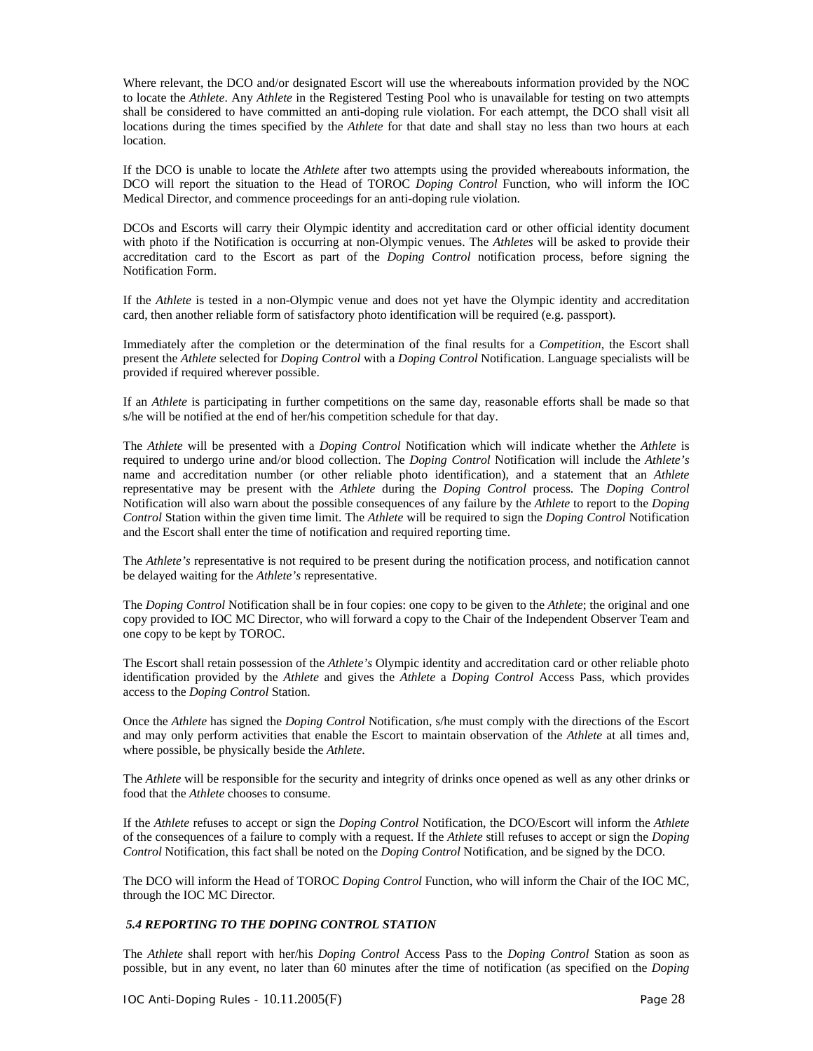Where relevant, the DCO and/or designated Escort will use the whereabouts information provided by the NOC to locate the *Athlete*. Any *Athlete* in the Registered Testing Pool who is unavailable for testing on two attempts shall be considered to have committed an anti-doping rule violation. For each attempt, the DCO shall visit all locations during the times specified by the *Athlete* for that date and shall stay no less than two hours at each location.

If the DCO is unable to locate the *Athlete* after two attempts using the provided whereabouts information, the DCO will report the situation to the Head of TOROC *Doping Control* Function, who will inform the IOC Medical Director, and commence proceedings for an anti-doping rule violation.

DCOs and Escorts will carry their Olympic identity and accreditation card or other official identity document with photo if the Notification is occurring at non-Olympic venues. The *Athletes* will be asked to provide their accreditation card to the Escort as part of the *Doping Control* notification process, before signing the Notification Form.

If the *Athlete* is tested in a non-Olympic venue and does not yet have the Olympic identity and accreditation card, then another reliable form of satisfactory photo identification will be required (e.g. passport).

Immediately after the completion or the determination of the final results for a *Competition*, the Escort shall present the *Athlete* selected for *Doping Control* with a *Doping Control* Notification. Language specialists will be provided if required wherever possible.

If an *Athlete* is participating in further competitions on the same day, reasonable efforts shall be made so that s/he will be notified at the end of her/his competition schedule for that day.

The *Athlete* will be presented with a *Doping Control* Notification which will indicate whether the *Athlete* is required to undergo urine and/or blood collection. The *Doping Control* Notification will include the *Athlete's* name and accreditation number (or other reliable photo identification), and a statement that an *Athlete* representative may be present with the *Athlete* during the *Doping Control* process. The *Doping Control* Notification will also warn about the possible consequences of any failure by the *Athlete* to report to the *Doping Control* Station within the given time limit. The *Athlete* will be required to sign the *Doping Control* Notification and the Escort shall enter the time of notification and required reporting time.

The *Athlete's* representative is not required to be present during the notification process, and notification cannot be delayed waiting for the *Athlete's* representative.

The *Doping Control* Notification shall be in four copies: one copy to be given to the *Athlete*; the original and one copy provided to IOC MC Director, who will forward a copy to the Chair of the Independent Observer Team and one copy to be kept by TOROC.

The Escort shall retain possession of the *Athlete's* Olympic identity and accreditation card or other reliable photo identification provided by the *Athlete* and gives the *Athlete* a *Doping Control* Access Pass, which provides access to the *Doping Control* Station.

Once the *Athlete* has signed the *Doping Control* Notification, s/he must comply with the directions of the Escort and may only perform activities that enable the Escort to maintain observation of the *Athlete* at all times and, where possible, be physically beside the *Athlete*.

The *Athlete* will be responsible for the security and integrity of drinks once opened as well as any other drinks or food that the *Athlete* chooses to consume.

If the *Athlete* refuses to accept or sign the *Doping Control* Notification, the DCO/Escort will inform the *Athlete* of the consequences of a failure to comply with a request. If the *Athlete* still refuses to accept or sign the *Doping Control* Notification, this fact shall be noted on the *Doping Control* Notification, and be signed by the DCO.

The DCO will inform the Head of TOROC *Doping Control* Function, who will inform the Chair of the IOC MC, through the IOC MC Director.

### *5.4 REPORTING TO THE DOPING CONTROL STATION*

The *Athlete* shall report with her/his *Doping Control* Access Pass to the *Doping Control* Station as soon as possible, but in any event, no later than 60 minutes after the time of notification (as specified on the *Doping*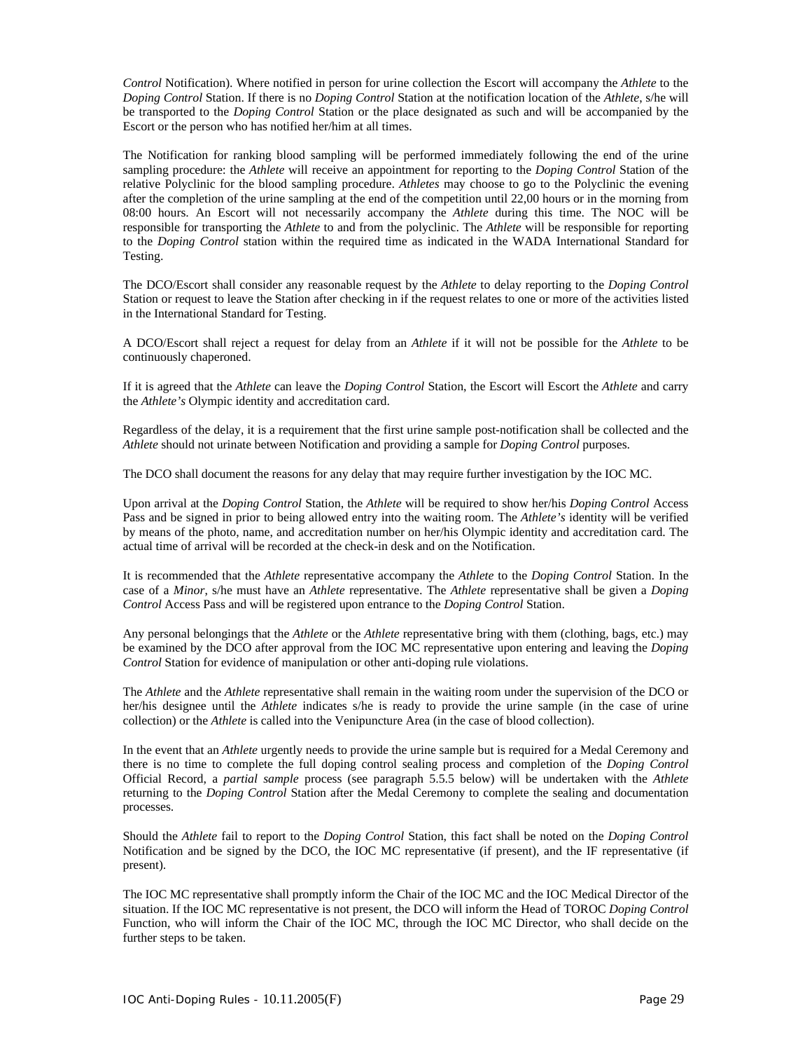*Control* Notification). Where notified in person for urine collection the Escort will accompany the *Athlete* to the *Doping Control* Station. If there is no *Doping Control* Station at the notification location of the *Athlete*, s/he will be transported to the *Doping Control* Station or the place designated as such and will be accompanied by the Escort or the person who has notified her/him at all times.

The Notification for ranking blood sampling will be performed immediately following the end of the urine sampling procedure: the *Athlete* will receive an appointment for reporting to the *Doping Control* Station of the relative Polyclinic for the blood sampling procedure. *Athletes* may choose to go to the Polyclinic the evening after the completion of the urine sampling at the end of the competition until 22,00 hours or in the morning from 08:00 hours. An Escort will not necessarily accompany the *Athlete* during this time. The NOC will be responsible for transporting the *Athlete* to and from the polyclinic. The *Athlete* will be responsible for reporting to the *Doping Control* station within the required time as indicated in the WADA International Standard for Testing.

The DCO/Escort shall consider any reasonable request by the *Athlete* to delay reporting to the *Doping Control* Station or request to leave the Station after checking in if the request relates to one or more of the activities listed in the International Standard for Testing.

A DCO/Escort shall reject a request for delay from an *Athlete* if it will not be possible for the *Athlete* to be continuously chaperoned.

If it is agreed that the *Athlete* can leave the *Doping Control* Station, the Escort will Escort the *Athlete* and carry the *Athlete's* Olympic identity and accreditation card.

Regardless of the delay, it is a requirement that the first urine sample post-notification shall be collected and the *Athlete* should not urinate between Notification and providing a sample for *Doping Control* purposes.

The DCO shall document the reasons for any delay that may require further investigation by the IOC MC.

Upon arrival at the *Doping Control* Station, the *Athlete* will be required to show her/his *Doping Control* Access Pass and be signed in prior to being allowed entry into the waiting room. The *Athlete's* identity will be verified by means of the photo, name, and accreditation number on her/his Olympic identity and accreditation card. The actual time of arrival will be recorded at the check-in desk and on the Notification.

It is recommended that the *Athlete* representative accompany the *Athlete* to the *Doping Control* Station. In the case of a *Minor*, s/he must have an *Athlete* representative. The *Athlete* representative shall be given a *Doping Control* Access Pass and will be registered upon entrance to the *Doping Control* Station.

Any personal belongings that the *Athlete* or the *Athlete* representative bring with them (clothing, bags, etc.) may be examined by the DCO after approval from the IOC MC representative upon entering and leaving the *Doping Control* Station for evidence of manipulation or other anti-doping rule violations.

The *Athlete* and the *Athlete* representative shall remain in the waiting room under the supervision of the DCO or her/his designee until the *Athlete* indicates s/he is ready to provide the urine sample (in the case of urine collection) or the *Athlete* is called into the Venipuncture Area (in the case of blood collection).

In the event that an *Athlete* urgently needs to provide the urine sample but is required for a Medal Ceremony and there is no time to complete the full doping control sealing process and completion of the *Doping Control* Official Record, a *partial sample* process (see paragraph 5.5.5 below) will be undertaken with the *Athlete* returning to the *Doping Control* Station after the Medal Ceremony to complete the sealing and documentation processes.

Should the *Athlete* fail to report to the *Doping Control* Station, this fact shall be noted on the *Doping Control* Notification and be signed by the DCO, the IOC MC representative (if present), and the IF representative (if present).

The IOC MC representative shall promptly inform the Chair of the IOC MC and the IOC Medical Director of the situation. If the IOC MC representative is not present, the DCO will inform the Head of TOROC *Doping Control* Function, who will inform the Chair of the IOC MC, through the IOC MC Director, who shall decide on the further steps to be taken.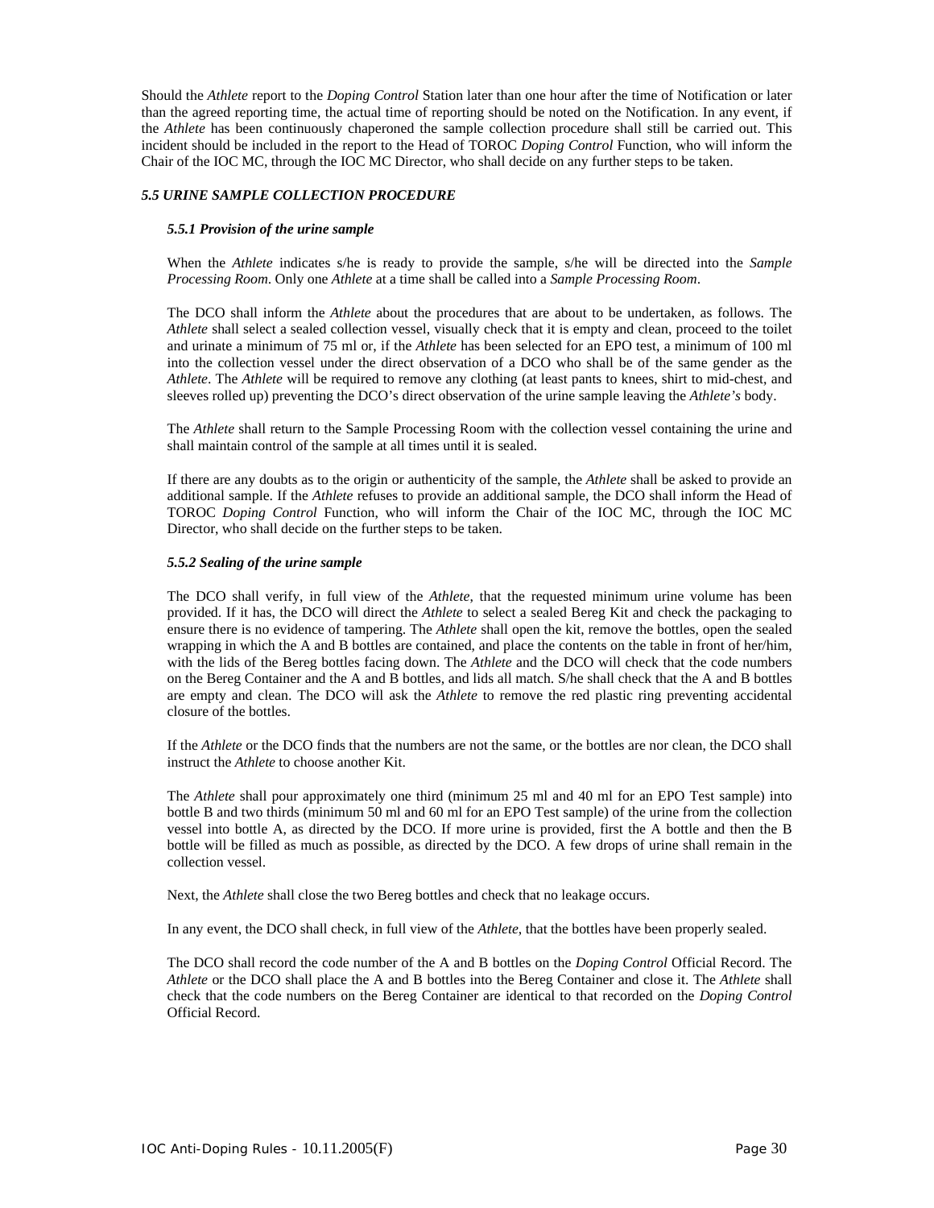Should the *Athlete* report to the *Doping Control* Station later than one hour after the time of Notification or later than the agreed reporting time, the actual time of reporting should be noted on the Notification. In any event, if the *Athlete* has been continuously chaperoned the sample collection procedure shall still be carried out. This incident should be included in the report to the Head of TOROC *Doping Control* Function, who will inform the Chair of the IOC MC, through the IOC MC Director, who shall decide on any further steps to be taken.

### *5.5 URINE SAMPLE COLLECTION PROCEDURE*

#### *5.5.1 Provision of the urine sample*

When the *Athlete* indicates s/he is ready to provide the sample, s/he will be directed into the *Sample Processing Room*. Only one *Athlete* at a time shall be called into a *Sample Processing Room*.

The DCO shall inform the *Athlete* about the procedures that are about to be undertaken, as follows. The *Athlete* shall select a sealed collection vessel, visually check that it is empty and clean, proceed to the toilet and urinate a minimum of 75 ml or, if the *Athlete* has been selected for an EPO test, a minimum of 100 ml into the collection vessel under the direct observation of a DCO who shall be of the same gender as the *Athlete*. The *Athlete* will be required to remove any clothing (at least pants to knees, shirt to mid-chest, and sleeves rolled up) preventing the DCO's direct observation of the urine sample leaving the *Athlete's* body.

The *Athlete* shall return to the Sample Processing Room with the collection vessel containing the urine and shall maintain control of the sample at all times until it is sealed.

If there are any doubts as to the origin or authenticity of the sample, the *Athlete* shall be asked to provide an additional sample. If the *Athlete* refuses to provide an additional sample, the DCO shall inform the Head of TOROC *Doping Control* Function, who will inform the Chair of the IOC MC, through the IOC MC Director, who shall decide on the further steps to be taken.

#### *5.5.2 Sealing of the urine sample*

The DCO shall verify, in full view of the *Athlete*, that the requested minimum urine volume has been provided. If it has, the DCO will direct the *Athlete* to select a sealed Bereg Kit and check the packaging to ensure there is no evidence of tampering. The *Athlete* shall open the kit, remove the bottles, open the sealed wrapping in which the A and B bottles are contained, and place the contents on the table in front of her/him, with the lids of the Bereg bottles facing down. The *Athlete* and the DCO will check that the code numbers on the Bereg Container and the A and B bottles, and lids all match. S/he shall check that the A and B bottles are empty and clean. The DCO will ask the *Athlete* to remove the red plastic ring preventing accidental closure of the bottles.

If the *Athlete* or the DCO finds that the numbers are not the same, or the bottles are nor clean, the DCO shall instruct the *Athlete* to choose another Kit.

The *Athlete* shall pour approximately one third (minimum 25 ml and 40 ml for an EPO Test sample) into bottle B and two thirds (minimum 50 ml and 60 ml for an EPO Test sample) of the urine from the collection vessel into bottle A, as directed by the DCO. If more urine is provided, first the A bottle and then the B bottle will be filled as much as possible, as directed by the DCO. A few drops of urine shall remain in the collection vessel.

Next, the *Athlete* shall close the two Bereg bottles and check that no leakage occurs.

In any event, the DCO shall check, in full view of the *Athlete*, that the bottles have been properly sealed.

The DCO shall record the code number of the A and B bottles on the *Doping Control* Official Record. The *Athlete* or the DCO shall place the A and B bottles into the Bereg Container and close it. The *Athlete* shall check that the code numbers on the Bereg Container are identical to that recorded on the *Doping Control* Official Record.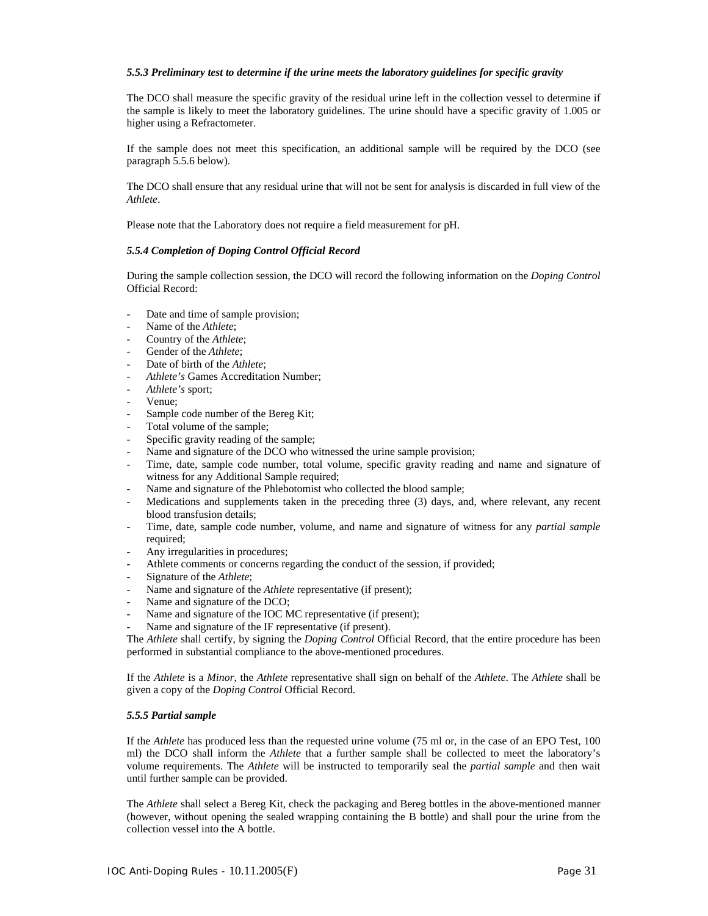***5.5.3 Preliminary test to determine if the urine meets the laboratory guidelines for specific gravity***

The DCO shall measure the specific gravity of the residual urine left in the collection vessel to determine if the sample is likely to meet the laboratory guidelines. The urine should have a specific gravity of 1.005 or higher using a Refractometer.

If the sample does not meet this specification, an additional sample will be required by the DCO (see paragraph 5.5.6 below).

The DCO shall ensure that any residual urine that will not be sent for analysis is discarded in full view of the *Athlete*.

Please note that the Laboratory does not require a field measurement for pH.

***5.5.4 Completion of Doping Control Official Record***

During the sample collection session, the DCO will record the following information on the *Doping Control* Official Record:

- Date and time of sample provision;
- Name of the *Athlete*;
- Country of the *Athlete*;
- Gender of the *Athlete*;
- Date of birth of the *Athlete*;
- *Athlete's* Games Accreditation Number;
- *Athlete's* sport;
- Venue;
- Sample code number of the Bereg Kit;
- Total volume of the sample;
- Specific gravity reading of the sample;
- Name and signature of the DCO who witnessed the urine sample provision;
- Time, date, sample code number, total volume, specific gravity reading and name and signature of witness for any Additional Sample required;
- Name and signature of the Phlebotomist who collected the blood sample;
- Medications and supplements taken in the preceding three (3) days, and, where relevant, any recent blood transfusion details;
- Time, date, sample code number, volume, and name and signature of witness for any *partial sample* required;
- Any irregularities in procedures;
- Athlete comments or concerns regarding the conduct of the session, if provided;
- Signature of the *Athlete*;
- Name and signature of the *Athlete* representative (if present);
- Name and signature of the DCO;
- Name and signature of the IOC MC representative (if present);
- Name and signature of the IF representative (if present).

The *Athlete* shall certify, by signing the *Doping Control* Official Record, that the entire procedure has been performed in substantial compliance to the above-mentioned procedures.

If the *Athlete* is a *Minor*, the *Athlete* representative shall sign on behalf of the *Athlete*. The *Athlete* shall be given a copy of the *Doping Control* Official Record.

***5.5.5 Partial sample***

If the *Athlete* has produced less than the requested urine volume (75 ml or, in the case of an EPO Test, 100 ml) the DCO shall inform the *Athlete* that a further sample shall be collected to meet the laboratory's volume requirements. The *Athlete* will be instructed to temporarily seal the *partial sample* and then wait until further sample can be provided.

The *Athlete* shall select a Bereg Kit, check the packaging and Bereg bottles in the above-mentioned manner (however, without opening the sealed wrapping containing the B bottle) and shall pour the urine from the collection vessel into the A bottle.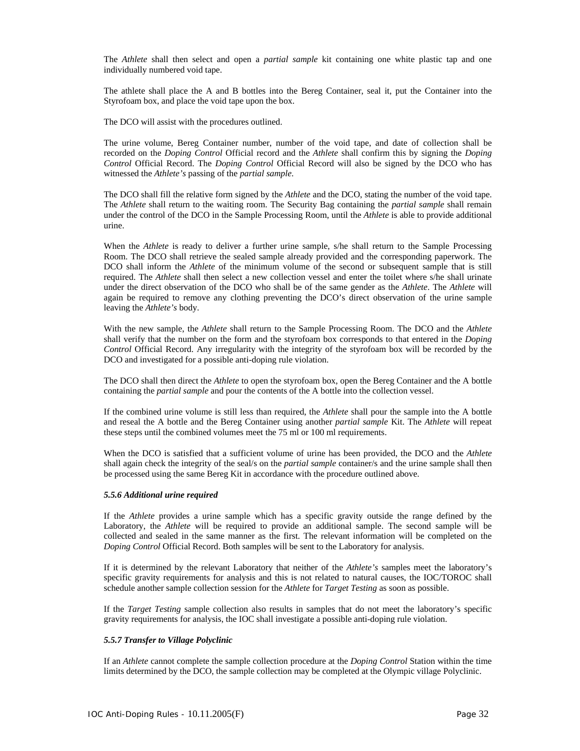The *Athlete* shall then select and open a *partial sample* kit containing one white plastic tap and one individually numbered void tape.

The athlete shall place the A and B bottles into the Bereg Container, seal it, put the Container into the Styrofoam box, and place the void tape upon the box.

The DCO will assist with the procedures outlined.

The urine volume, Bereg Container number, number of the void tape, and date of collection shall be recorded on the *Doping Control* Official record and the *Athlete* shall confirm this by signing the *Doping Control* Official Record. The *Doping Control* Official Record will also be signed by the DCO who has witnessed the *Athlete's* passing of the *partial sample*.

The DCO shall fill the relative form signed by the *Athlete* and the DCO, stating the number of the void tape. The *Athlete* shall return to the waiting room. The Security Bag containing the *partial sample* shall remain under the control of the DCO in the Sample Processing Room, until the *Athlete* is able to provide additional urine.

When the *Athlete* is ready to deliver a further urine sample, s/he shall return to the Sample Processing Room. The DCO shall retrieve the sealed sample already provided and the corresponding paperwork. The DCO shall inform the *Athlete* of the minimum volume of the second or subsequent sample that is still required. The *Athlete* shall then select a new collection vessel and enter the toilet where s/he shall urinate under the direct observation of the DCO who shall be of the same gender as the *Athlete*. The *Athlete* will again be required to remove any clothing preventing the DCO's direct observation of the urine sample leaving the *Athlete's* body.

With the new sample, the *Athlete* shall return to the Sample Processing Room. The DCO and the *Athlete* shall verify that the number on the form and the styrofoam box corresponds to that entered in the *Doping Control* Official Record. Any irregularity with the integrity of the styrofoam box will be recorded by the DCO and investigated for a possible anti-doping rule violation.

The DCO shall then direct the *Athlete* to open the styrofoam box, open the Bereg Container and the A bottle containing the *partial sample* and pour the contents of the A bottle into the collection vessel.

If the combined urine volume is still less than required, the *Athlete* shall pour the sample into the A bottle and reseal the A bottle and the Bereg Container using another *partial sample* Kit. The *Athlete* will repeat these steps until the combined volumes meet the 75 ml or 100 ml requirements.

When the DCO is satisfied that a sufficient volume of urine has been provided, the DCO and the *Athlete* shall again check the integrity of the seal/s on the *partial sample* container/s and the urine sample shall then be processed using the same Bereg Kit in accordance with the procedure outlined above.

#### *5.5.6 Additional urine required*

If the *Athlete* provides a urine sample which has a specific gravity outside the range defined by the Laboratory, the *Athlete* will be required to provide an additional sample. The second sample will be collected and sealed in the same manner as the first. The relevant information will be completed on the *Doping Control* Official Record. Both samples will be sent to the Laboratory for analysis.

If it is determined by the relevant Laboratory that neither of the *Athlete's* samples meet the laboratory's specific gravity requirements for analysis and this is not related to natural causes, the IOC/TOROC shall schedule another sample collection session for the *Athlete* for *Target Testing* as soon as possible.

If the *Target Testing* sample collection also results in samples that do not meet the laboratory's specific gravity requirements for analysis, the IOC shall investigate a possible anti-doping rule violation.

#### *5.5.7 Transfer to Village Polyclinic*

If an *Athlete* cannot complete the sample collection procedure at the *Doping Control* Station within the time limits determined by the DCO, the sample collection may be completed at the Olympic village Polyclinic.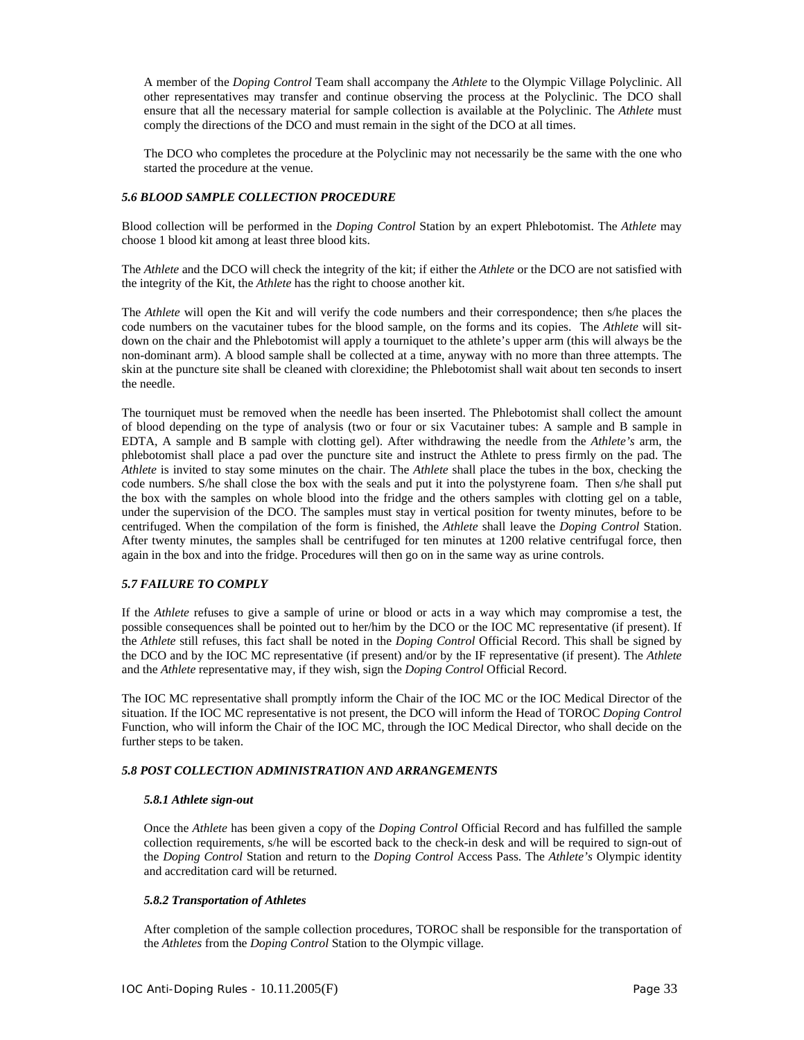A member of the *Doping Control* Team shall accompany the *Athlete* to the Olympic Village Polyclinic. All other representatives may transfer and continue observing the process at the Polyclinic. The DCO shall ensure that all the necessary material for sample collection is available at the Polyclinic. The *Athlete* must comply the directions of the DCO and must remain in the sight of the DCO at all times.

The DCO who completes the procedure at the Polyclinic may not necessarily be the same with the one who started the procedure at the venue.

#### *5.6 BLOOD SAMPLE COLLECTION PROCEDURE*

Blood collection will be performed in the *Doping Control* Station by an expert Phlebotomist. The *Athlete* may choose 1 blood kit among at least three blood kits.

The *Athlete* and the DCO will check the integrity of the kit; if either the *Athlete* or the DCO are not satisfied with the integrity of the Kit, the *Athlete* has the right to choose another kit.

The *Athlete* will open the Kit and will verify the code numbers and their correspondence; then s/he places the code numbers on the vacutainer tubes for the blood sample, on the forms and its copies. The *Athlete* will sit-down on the chair and the Phlebotomist will apply a tourniquet to the athlete's upper arm (this will always be the non-dominant arm). A blood sample shall be collected at a time, anyway with no more than three attempts. The skin at the puncture site shall be cleaned with clorexidine; the Phlebotomist shall wait about ten seconds to insert the needle.

The tourniquet must be removed when the needle has been inserted. The Phlebotomist shall collect the amount of blood depending on the type of analysis (two or four or six Vacutainer tubes: A sample and B sample in EDTA, A sample and B sample with clotting gel). After withdrawing the needle from the *Athlete's* arm, the phlebotomist shall place a pad over the puncture site and instruct the Athlete to press firmly on the pad. The *Athlete* is invited to stay some minutes on the chair. The *Athlete* shall place the tubes in the box, checking the code numbers. S/he shall close the box with the seals and put it into the polystyrene foam. Then s/he shall put the box with the samples on whole blood into the fridge and the others samples with clotting gel on a table, under the supervision of the DCO. The samples must stay in vertical position for twenty minutes, before to be centrifuged. When the compilation of the form is finished, the *Athlete* shall leave the *Doping Control* Station. After twenty minutes, the samples shall be centrifuged for ten minutes at 1200 relative centrifugal force, then again in the box and into the fridge. Procedures will then go on in the same way as urine controls.

#### *5.7 FAILURE TO COMPLY*

If the *Athlete* refuses to give a sample of urine or blood or acts in a way which may compromise a test, the possible consequences shall be pointed out to her/him by the DCO or the IOC MC representative (if present). If the *Athlete* still refuses, this fact shall be noted in the *Doping Control* Official Record. This shall be signed by the DCO and by the IOC MC representative (if present) and/or by the IF representative (if present). The *Athlete* and the *Athlete* representative may, if they wish, sign the *Doping Control* Official Record.

The IOC MC representative shall promptly inform the Chair of the IOC MC or the IOC Medical Director of the situation. If the IOC MC representative is not present, the DCO will inform the Head of TOROC *Doping Control* Function, who will inform the Chair of the IOC MC, through the IOC Medical Director, who shall decide on the further steps to be taken.

#### *5.8 POST COLLECTION ADMINISTRATION AND ARRANGEMENTS*

##### *5.8.1 Athlete sign-out*

Once the *Athlete* has been given a copy of the *Doping Control* Official Record and has fulfilled the sample collection requirements, s/he will be escorted back to the check-in desk and will be required to sign-out of the *Doping Control* Station and return to the *Doping Control* Access Pass. The *Athlete's* Olympic identity and accreditation card will be returned.

##### *5.8.2 Transportation of Athletes*

After completion of the sample collection procedures, TOROC shall be responsible for the transportation of the *Athletes* from the *Doping Control* Station to the Olympic village.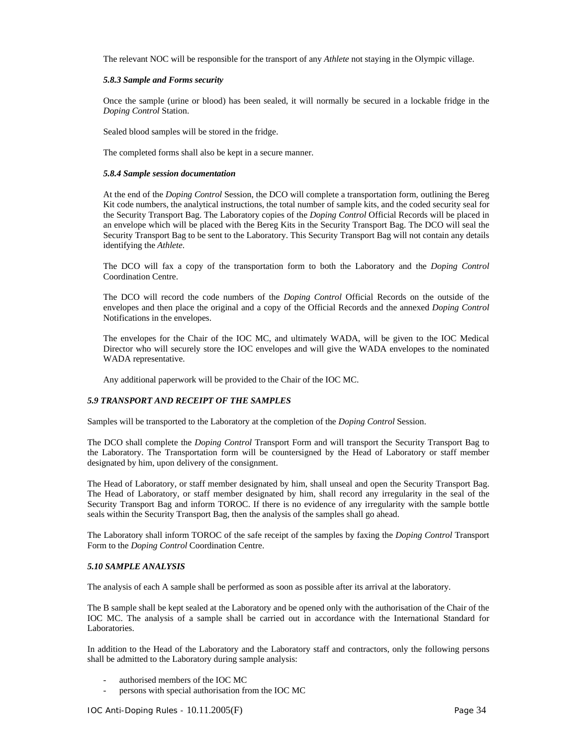The relevant NOC will be responsible for the transport of any *Athlete* not staying in the Olympic village.

#### *5.8.3 Sample and Forms security*

Once the sample (urine or blood) has been sealed, it will normally be secured in a lockable fridge in the *Doping Control* Station.

Sealed blood samples will be stored in the fridge.

The completed forms shall also be kept in a secure manner.

#### *5.8.4 Sample session documentation*

At the end of the *Doping Control* Session, the DCO will complete a transportation form, outlining the Bereg Kit code numbers, the analytical instructions, the total number of sample kits, and the coded security seal for the Security Transport Bag. The Laboratory copies of the *Doping Control* Official Records will be placed in an envelope which will be placed with the Bereg Kits in the Security Transport Bag. The DCO will seal the Security Transport Bag to be sent to the Laboratory. This Security Transport Bag will not contain any details identifying the *Athlete*.

The DCO will fax a copy of the transportation form to both the Laboratory and the *Doping Control* Coordination Centre.

The DCO will record the code numbers of the *Doping Control* Official Records on the outside of the envelopes and then place the original and a copy of the Official Records and the annexed *Doping Control* Notifications in the envelopes.

The envelopes for the Chair of the IOC MC, and ultimately WADA, will be given to the IOC Medical Director who will securely store the IOC envelopes and will give the WADA envelopes to the nominated WADA representative.

Any additional paperwork will be provided to the Chair of the IOC MC.

### *5.9 TRANSPORT AND RECEIPT OF THE SAMPLES*

Samples will be transported to the Laboratory at the completion of the *Doping Control* Session.

The DCO shall complete the *Doping Control* Transport Form and will transport the Security Transport Bag to the Laboratory. The Transportation form will be countersigned by the Head of Laboratory or staff member designated by him, upon delivery of the consignment.

The Head of Laboratory, or staff member designated by him, shall unseal and open the Security Transport Bag. The Head of Laboratory, or staff member designated by him, shall record any irregularity in the seal of the Security Transport Bag and inform TOROC. If there is no evidence of any irregularity with the sample bottle seals within the Security Transport Bag, then the analysis of the samples shall go ahead.

The Laboratory shall inform TOROC of the safe receipt of the samples by faxing the *Doping Control* Transport Form to the *Doping Control* Coordination Centre.

### *5.10 SAMPLE ANALYSIS*

The analysis of each A sample shall be performed as soon as possible after its arrival at the laboratory.

The B sample shall be kept sealed at the Laboratory and be opened only with the authorisation of the Chair of the IOC MC. The analysis of a sample shall be carried out in accordance with the International Standard for Laboratories.

In addition to the Head of the Laboratory and the Laboratory staff and contractors, only the following persons shall be admitted to the Laboratory during sample analysis:

- authorised members of the IOC MC
- persons with special authorisation from the IOC MC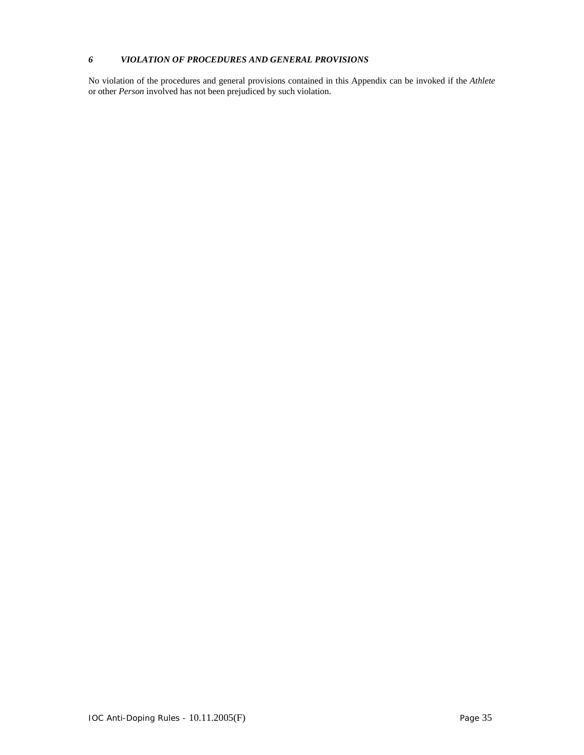### *6 VIOLATION OF PROCEDURES AND GENERAL PROVISIONS*

No violation of the procedures and general provisions contained in this Appendix can be invoked if the *Athlete* or other *Person* involved has not been prejudiced by such violation.